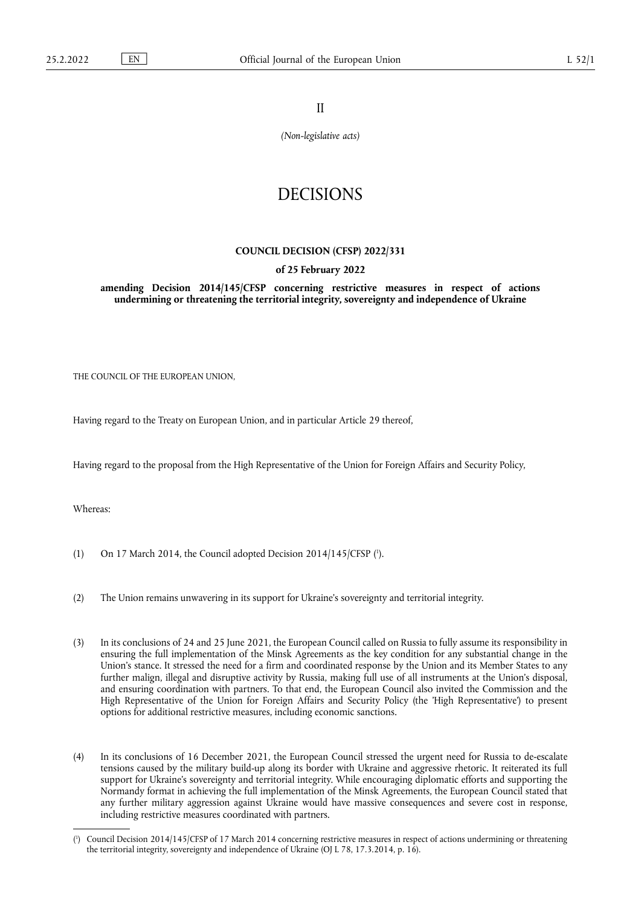II

*(Non-legislative acts)*

# DECISIONS

## COUNCIL DECISION (CFSP) 2022/331

### of 25 February 2022

### amending Decision 2014/145/CFSP concerning restrictive measures in respect of actions undermining or threatening the territorial integrity, sovereignty and independence of Ukraine

THE COUNCIL OF THE EUROPEAN UNION,

Having regard to the Treaty on European Union, and in particular Article 29 thereof,

Having regard to the proposal from the High Representative of the Union for Foreign Affairs and Security Policy,

Whereas:

(1) On 17 March 2014, the Council adopted Decision 2014/145/CFSP ([1]).

(2) The Union remains unwavering in its support for Ukraine's sovereignty and territorial integrity.

(3) In its conclusions of 24 and 25 June 2021, the European Council called on Russia to fully assume its responsibility in ensuring the full implementation of the Minsk Agreements as the key condition for any substantial change in the Union's stance. It stressed the need for a firm and coordinated response by the Union and its Member States to any further malign, illegal and disruptive activity by Russia, making full use of all instruments at the Union's disposal, and ensuring coordination with partners. To that end, the European Council also invited the Commission and the High Representative of the Union for Foreign Affairs and Security Policy (the 'High Representative') to present options for additional restrictive measures, including economic sanctions.

(4) In its conclusions of 16 December 2021, the European Council stressed the urgent need for Russia to de-escalate tensions caused by the military build-up along its border with Ukraine and aggressive rhetoric. It reiterated its full support for Ukraine's sovereignty and territorial integrity. While encouraging diplomatic efforts and supporting the Normandy format in achieving the full implementation of the Minsk Agreements, the European Council stated that any further military aggression against Ukraine would have massive consequences and severe cost in response, including restrictive measures coordinated with partners.

---

([1]) Council Decision 2014/145/CFSP of 17 March 2014 concerning restrictive measures in respect of actions undermining or threatening the territorial integrity, sovereignty and independence of Ukraine (OJ L 78, 17.3.2014, p. 16).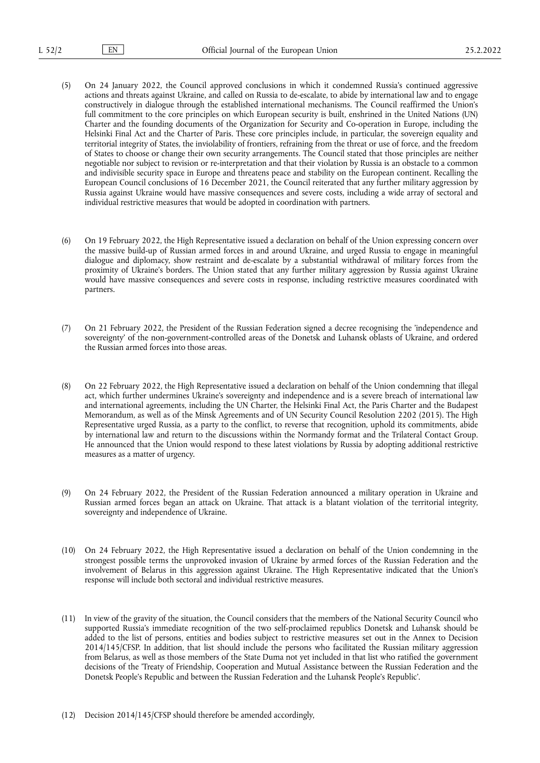(5) On 24 January 2022, the Council approved conclusions in which it condemned Russia's continued aggressive actions and threats against Ukraine, and called on Russia to de-escalate, to abide by international law and to engage constructively in dialogue through the established international mechanisms. The Council reaffirmed the Union's full commitment to the core principles on which European security is built, enshrined in the United Nations (UN) Charter and the founding documents of the Organization for Security and Co-operation in Europe, including the Helsinki Final Act and the Charter of Paris. These core principles include, in particular, the sovereign equality and territorial integrity of States, the inviolability of frontiers, refraining from the threat or use of force, and the freedom of States to choose or change their own security arrangements. The Council stated that those principles are neither negotiable nor subject to revision or re-interpretation and that their violation by Russia is an obstacle to a common and indivisible security space in Europe and threatens peace and stability on the European continent. Recalling the European Council conclusions of 16 December 2021, the Council reiterated that any further military aggression by Russia against Ukraine would have massive consequences and severe costs, including a wide array of sectoral and individual restrictive measures that would be adopted in coordination with partners.

(6) On 19 February 2022, the High Representative issued a declaration on behalf of the Union expressing concern over the massive build-up of Russian armed forces in and around Ukraine, and urged Russia to engage in meaningful dialogue and diplomacy, show restraint and de-escalate by a substantial withdrawal of military forces from the proximity of Ukraine's borders. The Union stated that any further military aggression by Russia against Ukraine would have massive consequences and severe costs in response, including restrictive measures coordinated with partners.

(7) On 21 February 2022, the President of the Russian Federation signed a decree recognising the 'independence and sovereignty' of the non-government-controlled areas of the Donetsk and Luhansk oblasts of Ukraine, and ordered the Russian armed forces into those areas.

(8) On 22 February 2022, the High Representative issued a declaration on behalf of the Union condemning that illegal act, which further undermines Ukraine's sovereignty and independence and is a severe breach of international law and international agreements, including the UN Charter, the Helsinki Final Act, the Paris Charter and the Budapest Memorandum, as well as of the Minsk Agreements and of UN Security Council Resolution 2202 (2015). The High Representative urged Russia, as a party to the conflict, to reverse that recognition, uphold its commitments, abide by international law and return to the discussions within the Normandy format and the Trilateral Contact Group. He announced that the Union would respond to these latest violations by Russia by adopting additional restrictive measures as a matter of urgency.

(9) On 24 February 2022, the President of the Russian Federation announced a military operation in Ukraine and Russian armed forces began an attack on Ukraine. That attack is a blatant violation of the territorial integrity, sovereignty and independence of Ukraine.

(10) On 24 February 2022, the High Representative issued a declaration on behalf of the Union condemning in the strongest possible terms the unprovoked invasion of Ukraine by armed forces of the Russian Federation and the involvement of Belarus in this aggression against Ukraine. The High Representative indicated that the Union's response will include both sectoral and individual restrictive measures.

(11) In view of the gravity of the situation, the Council considers that the members of the National Security Council who supported Russia's immediate recognition of the two self-proclaimed republics Donetsk and Luhansk should be added to the list of persons, entities and bodies subject to restrictive measures set out in the Annex to Decision 2014/145/CFSP. In addition, that list should include the persons who facilitated the Russian military aggression from Belarus, as well as those members of the State Duma not yet included in that list who ratified the government decisions of the 'Treaty of Friendship, Cooperation and Mutual Assistance between the Russian Federation and the Donetsk People's Republic and between the Russian Federation and the Luhansk People's Republic'.

(12) Decision 2014/145/CFSP should therefore be amended accordingly,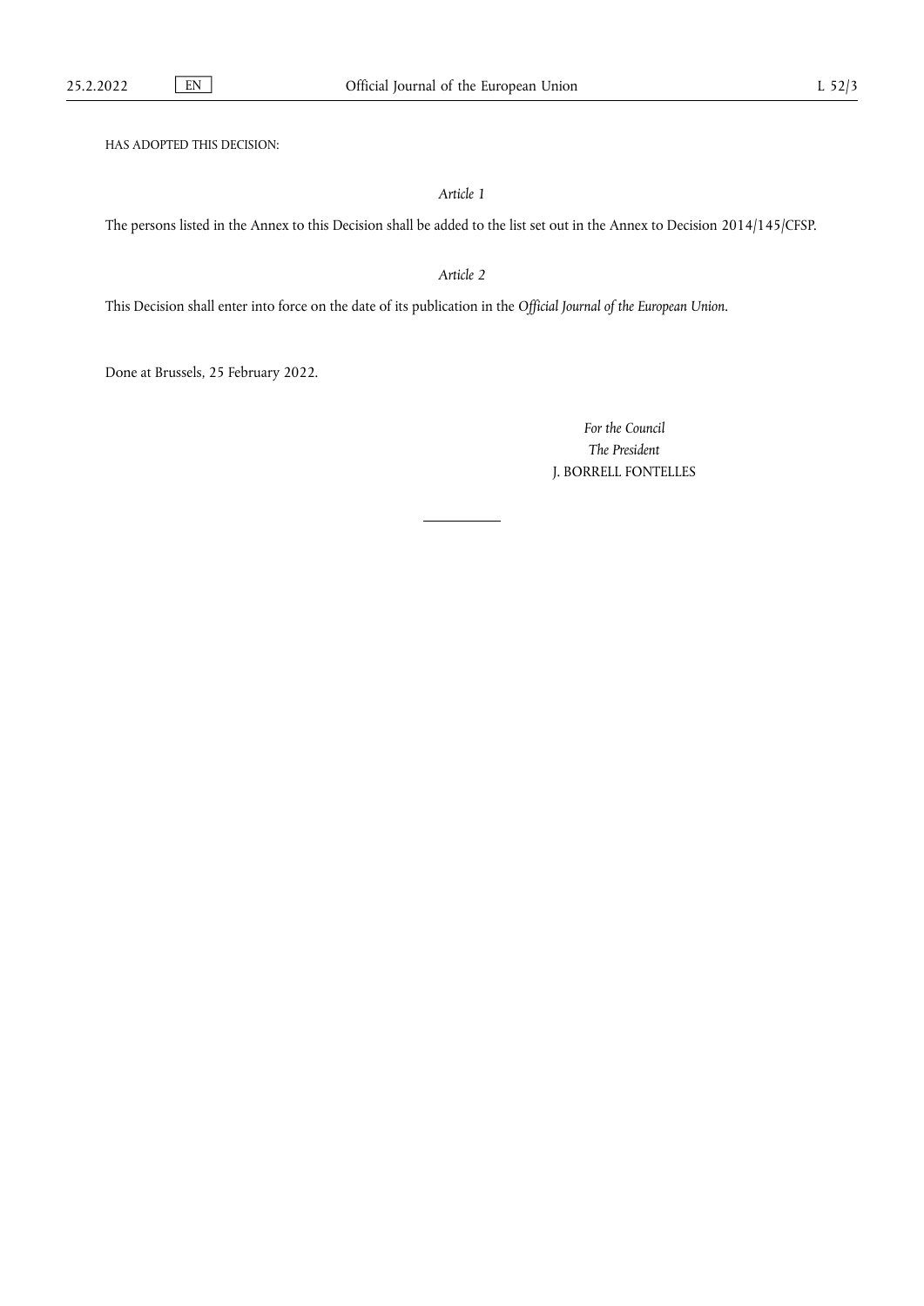HAS ADOPTED THIS DECISION:

*Article 1*

The persons listed in the Annex to this Decision shall be added to the list set out in the Annex to Decision 2014/145/CFSP.

*Article 2*

This Decision shall enter into force on the date of its publication in the *Official Journal of the European Union*.

Done at Brussels, 25 February 2022.

*For the Council*

*The President*

J. BORRELL FONTELLES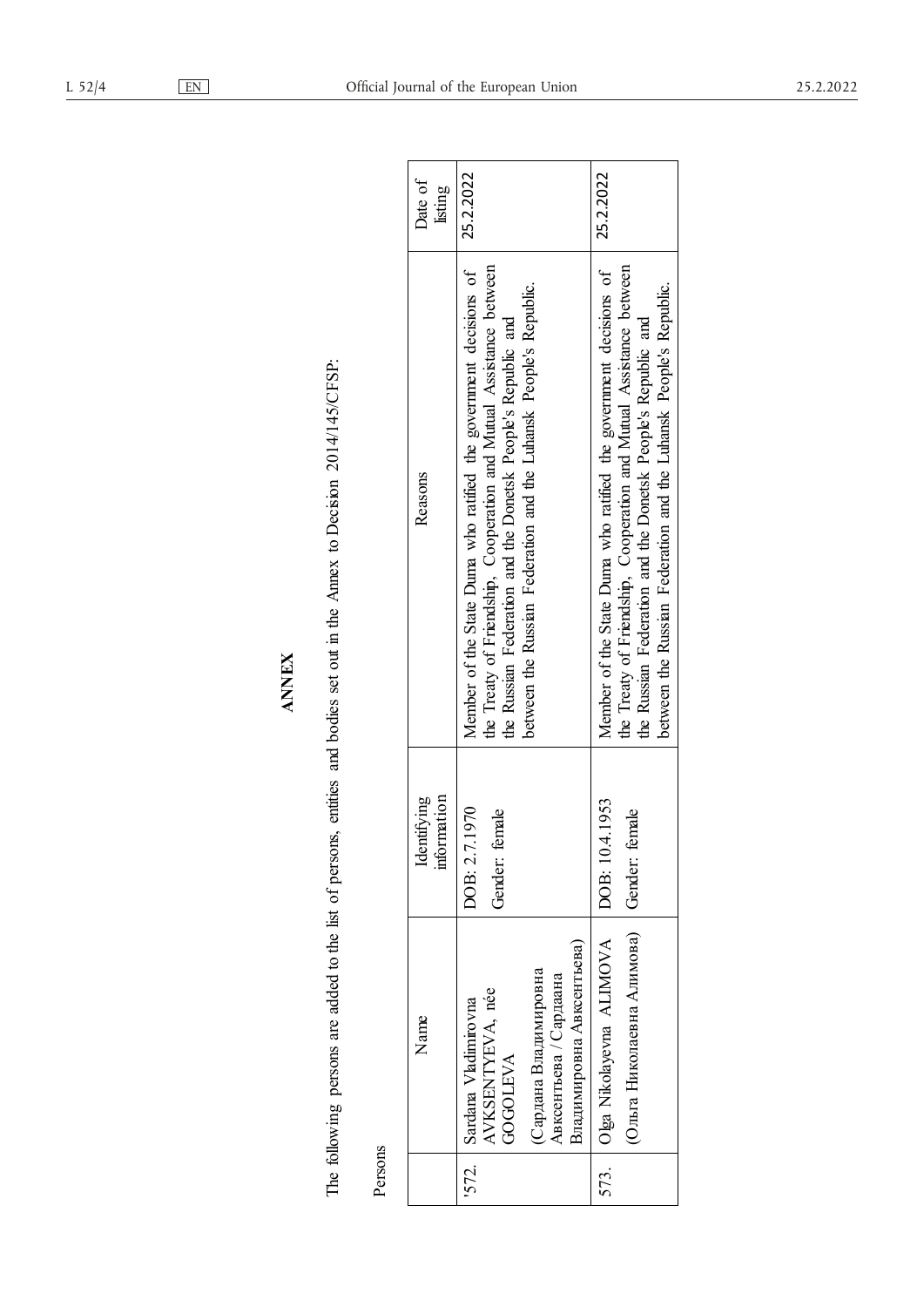# ANNEX

The following persons are added to the list of persons, entities and bodies set out in the Annex to Decision 2014/145/CFSP:

Persons

| | Name | Identifying information | Reasons | Date of listing |
|---|---|---|---|---|
| '572. | Sardana Vladimirovna AVKSENTYEVA, née GOGOLEVA (Сардана Владимировна Авксентьева /Сардаана Владимировна Авксентьева) | DOB: 2.7.1970 Gender: female | Member of the State Duma who ratified the government decisions of the Treaty of Friendship, Cooperation and Mutual Assistance between the Russian Federation and the Donetsk People's Republic and between the Russian Federation and the Luhansk People's Republic. | 25.2.2022 |
| 573. | Olga Nikolayevna ALIMOVA (Ольга Николаевна Алимова) | DOB: 10.4.1953 Gender: female | Member of the State Duma who ratified the government decisions of the Treaty of Friendship, Cooperation and Mutual Assistance between the Russian Federation and the Donetsk People's Republic and between the Russian Federation and the Luhansk People's Republic. | 25.2.2022 |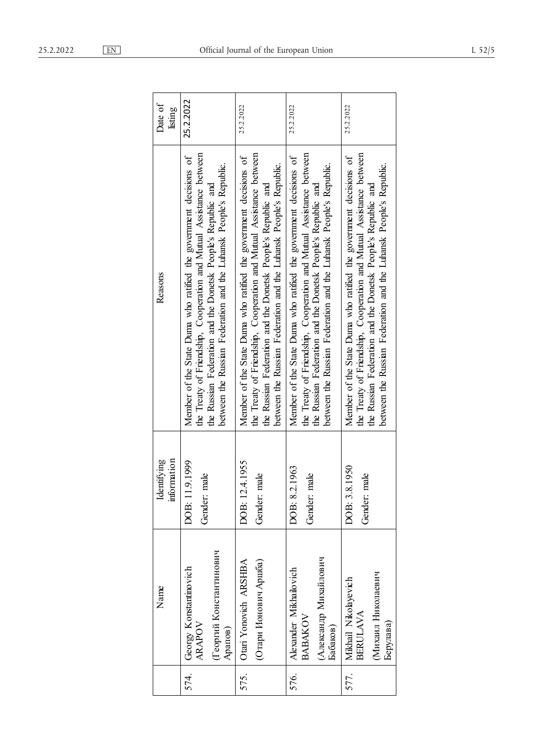|  | Name | Identifying information | Reasons | Date of listing |
|---|---|---|---|---|
| 574. | Georgy Konstantinovich ARAPOV (Георгий Константинович Арапов) | DOB: 11.9.1999 Gender: male | Member of the State Duma who ratified the government decisions of the Treaty of Friendship, Cooperation and Mutual Assistance between the Russian Federation and the Donetsk People's Republic and between the Russian Federation and the Luhansk People's Republic. | 25.2.2022 |
| 575. | Otari Yonovich ARSHBA (Отари Ионович Аршба) | DOB: 12.4.1955 Gender: male | Member of the State Duma who ratified the government decisions of the Treaty of Friendship, Cooperation and Mutual Assistance between the Russian Federation and the Donetsk People's Republic and between the Russian Federation and the Luhansk People's Republic. | 25.2.2022 |
| 576. | Alexander Mikhailovich BABAKOV (Александр Михайлович Бабаков) | DOB: 8.2.1963 Gender: male | Member of the State Duma who ratified the government decisions of the Treaty of Friendship, Cooperation and Mutual Assistance between the Russian Federation and the Donetsk People's Republic and between the Russian Federation and the Luhansk People's Republic. | 25.2.2022 |
| 577. | Mikhail Nikolayevich BERULAVA (Михаил Николаевич Берулава) | DOB: 3.8.1950 Gender: male | Member of the State Duma who ratified the government decisions of the Treaty of Friendship, Cooperation and Mutual Assistance between the Russian Federation and the Donetsk People's Republic and between the Russian Federation and the Luhansk People's Republic. | 25.2.2022 |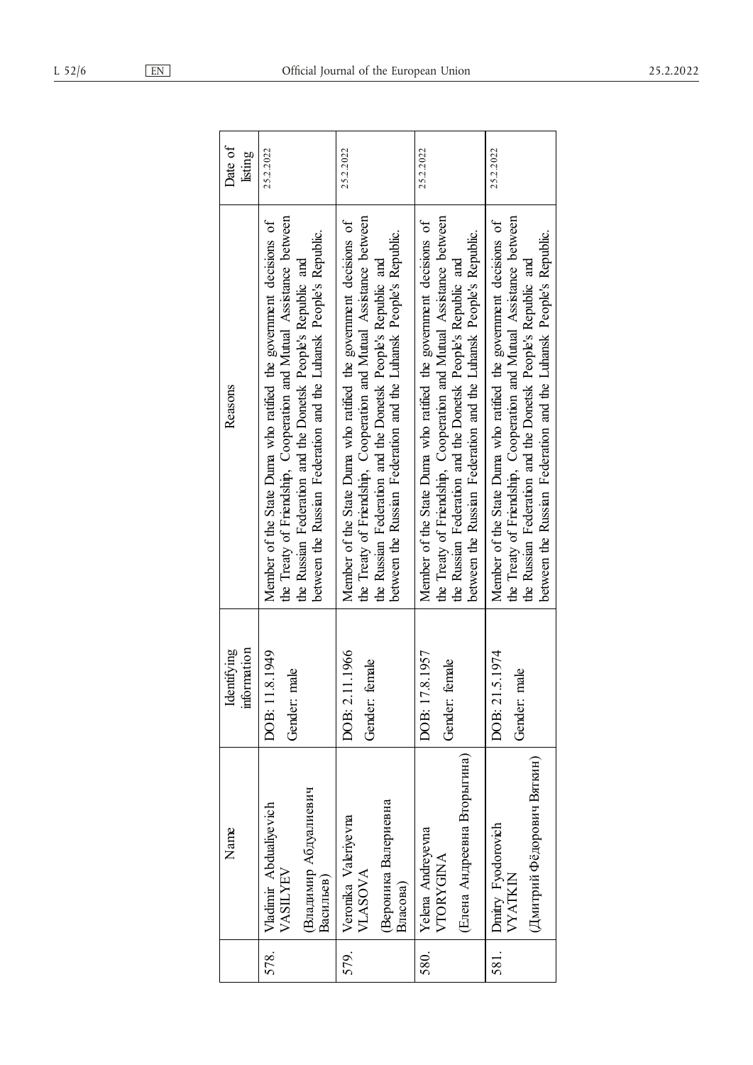| | Name | Identifying information | Reasons | Date of listing |
|---|---|---|---|---|
| 578. | Vladimir Abdualiyevich VASILYEV (Владимир Абдуалиевич Васильев) | DOB: 11.8.1949<br>Gender: male | Member of the State Duma who ratified the government decisions of the Treaty of Friendship, Cooperation and Mutual Assistance between the Russian Federation and the Donetsk People's Republic and between the Russian Federation and the Luhansk People's Republic. | 25.2.2022 |
| 579. | Veronika Valeriyevna VLASOVA (Вероника Валериевна Власова) | DOB: 2.11.1966<br>Gender: female | Member of the State Duma who ratified the government decisions of the Treaty of Friendship, Cooperation and Mutual Assistance between the Russian Federation and the Donetsk People's Republic and between the Russian Federation and the Luhansk People's Republic. | 25.2.2022 |
| 580. | Yelena Andreyevna VTORYGINA (Елена Андреевна Вторыгина) | DOB: 17.8.1957<br>Gender: female | Member of the State Duma who ratified the government decisions of the Treaty of Friendship, Cooperation and Mutual Assistance between the Russian Federation and the Donetsk People's Republic and between the Russian Federation and the Luhansk People's Republic. | 25.2.2022 |
| 581. | Dmitry Fyodorovich VYATKIN (Дмитрий Фёдорович Вяткин) | DOB: 21.5.1974<br>Gender: male | Member of the State Duma who ratified the government decisions of the Treaty of Friendship, Cooperation and Mutual Assistance between the Russian Federation and the Donetsk People's Republic and between the Russian Federation and the Luhansk People's Republic. | 25.2.2022 |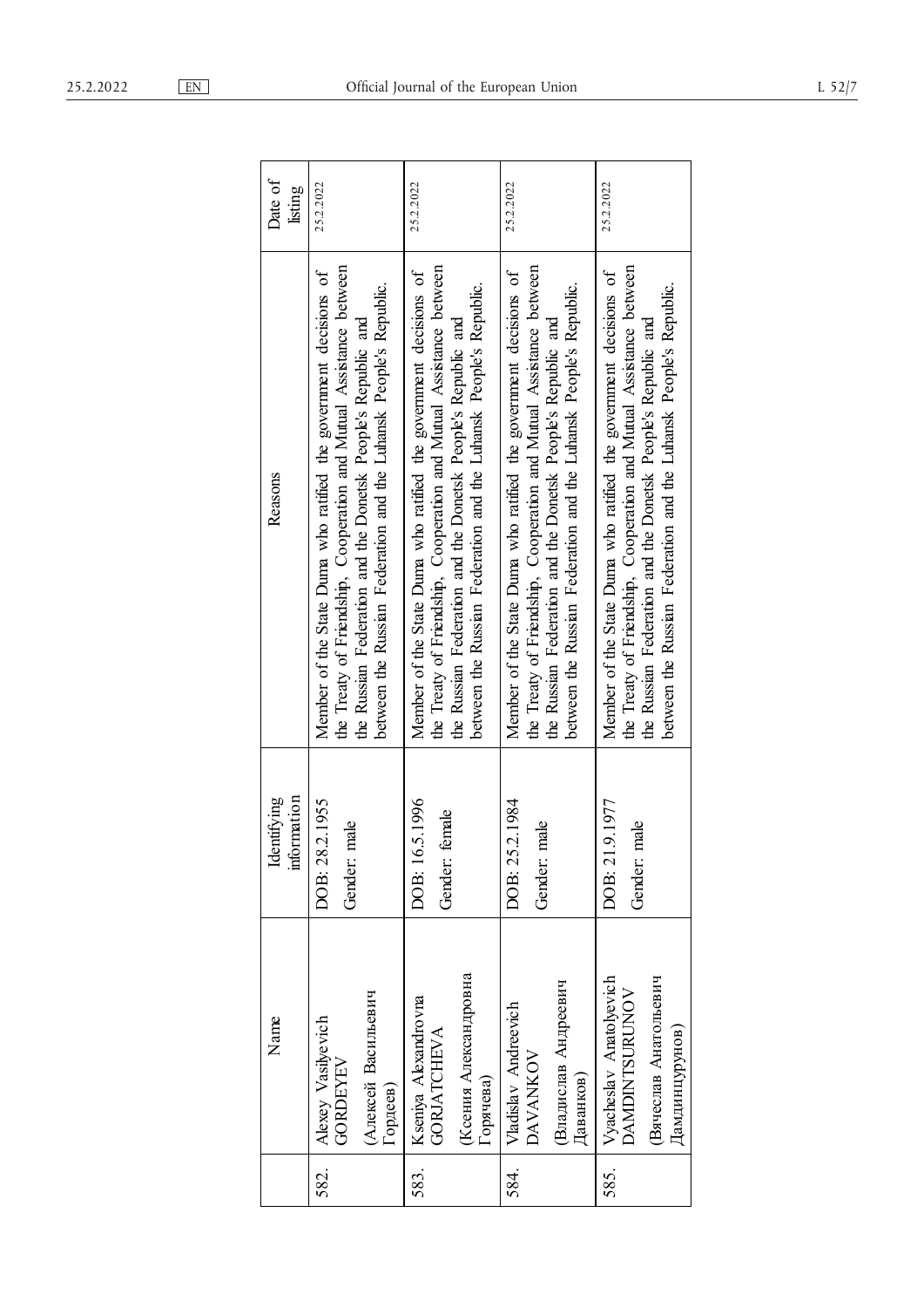| | Name | Identifying information | Reasons | Date of listing |
|---|---|---|---|---|
| 582. | Alexey Vasilyevich GORDEYEV (Алексей Васильевич Гордеев) | DOB: 28.2.1955 Gender: male | Member of the State Duma who ratified the government decisions of the Treaty of Friendship, Cooperation and Mutual Assistance between the Russian Federation and the Donetsk People's Republic and between the Russian Federation and the Luhansk People's Republic. | 25.2.2022 |
| 583. | Kseniya Alexandrovna GORIATCHEVA (Ксения Александровна Горячева) | DOB: 16.5.1996 Gender: female | Member of the State Duma who ratified the government decisions of the Treaty of Friendship, Cooperation and Mutual Assistance between the Russian Federation and the Donetsk People's Republic and between the Russian Federation and the Luhansk People's Republic. | 25.2.2022 |
| 584. | Vladislav Andreevich DAVANKOV (Владислав Андреевич Даванков) | DOB: 25.2.1984 Gender: male | Member of the State Duma who ratified the government decisions of the Treaty of Friendship, Cooperation and Mutual Assistance between the Russian Federation and the Donetsk People's Republic and between the Russian Federation and the Luhansk People's Republic. | 25.2.2022 |
| 585. | Vyacheslav Anatolyevich DAMDINTSURUNOV (Вячеслав Анатольевич Дамдинцурунов) | DOB: 21.9.1977 Gender: male | Member of the State Duma who ratified the government decisions of the Treaty of Friendship, Cooperation and Mutual Assistance between the Russian Federation and the Donetsk People's Republic and between the Russian Federation and the Luhansk People's Republic. | 25.2.2022 |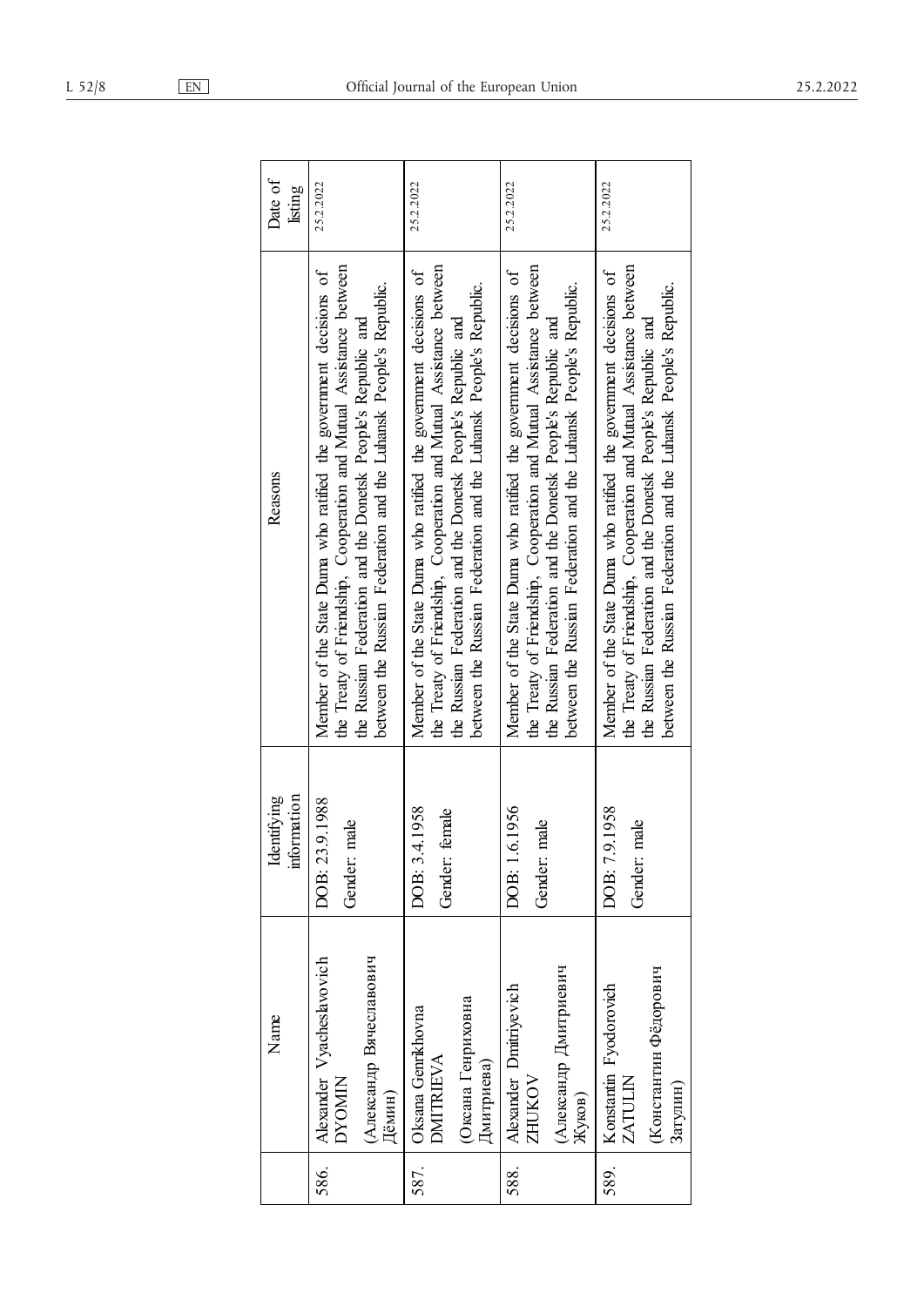| | Name | Identifying information | Reasons | Date of listing |
|---|---|---|---|---|
| 586. | Alexander Vyacheslavovich DYOMIN (Александр Вячеславович Дёмин) | DOB: 23.9.1988 Gender: male | Member of the State Duma who ratified the government decisions of the Treaty of Friendship, Cooperation and Mutual Assistance between the Russian Federation and the Donetsk People's Republic and between the Russian Federation and the Luhansk People's Republic. | 25.2.2022 |
| 587. | Oksana Genrikhovna DMITRIEVA (Оксана Генриховна Дмитриева) | DOB: 3.4.1958 Gender: female | Member of the State Duma who ratified the government decisions of the Treaty of Friendship, Cooperation and Mutual Assistance between the Russian Federation and the Donetsk People's Republic and between the Russian Federation and the Luhansk People's Republic. | 25.2.2022 |
| 588. | Alexander Dmitriyevich ZHUKOV (Александр Дмитриевич Жуков) | DOB: 1.6.1956 Gender: male | Member of the State Duma who ratified the government decisions of the Treaty of Friendship, Cooperation and Mutual Assistance between the Russian Federation and the Donetsk People's Republic and between the Russian Federation and the Luhansk People's Republic. | 25.2.2022 |
| 589. | Konstantin Fyodorovich ZATULIN (Константин Фёдорович Затулин) | DOB: 7.9.1958 Gender: male | Member of the State Duma who ratified the government decisions of the Treaty of Friendship, Cooperation and Mutual Assistance between the Russian Federation and the Donetsk People's Republic and between the Russian Federation and the Luhansk People's Republic. | 25.2.2022 |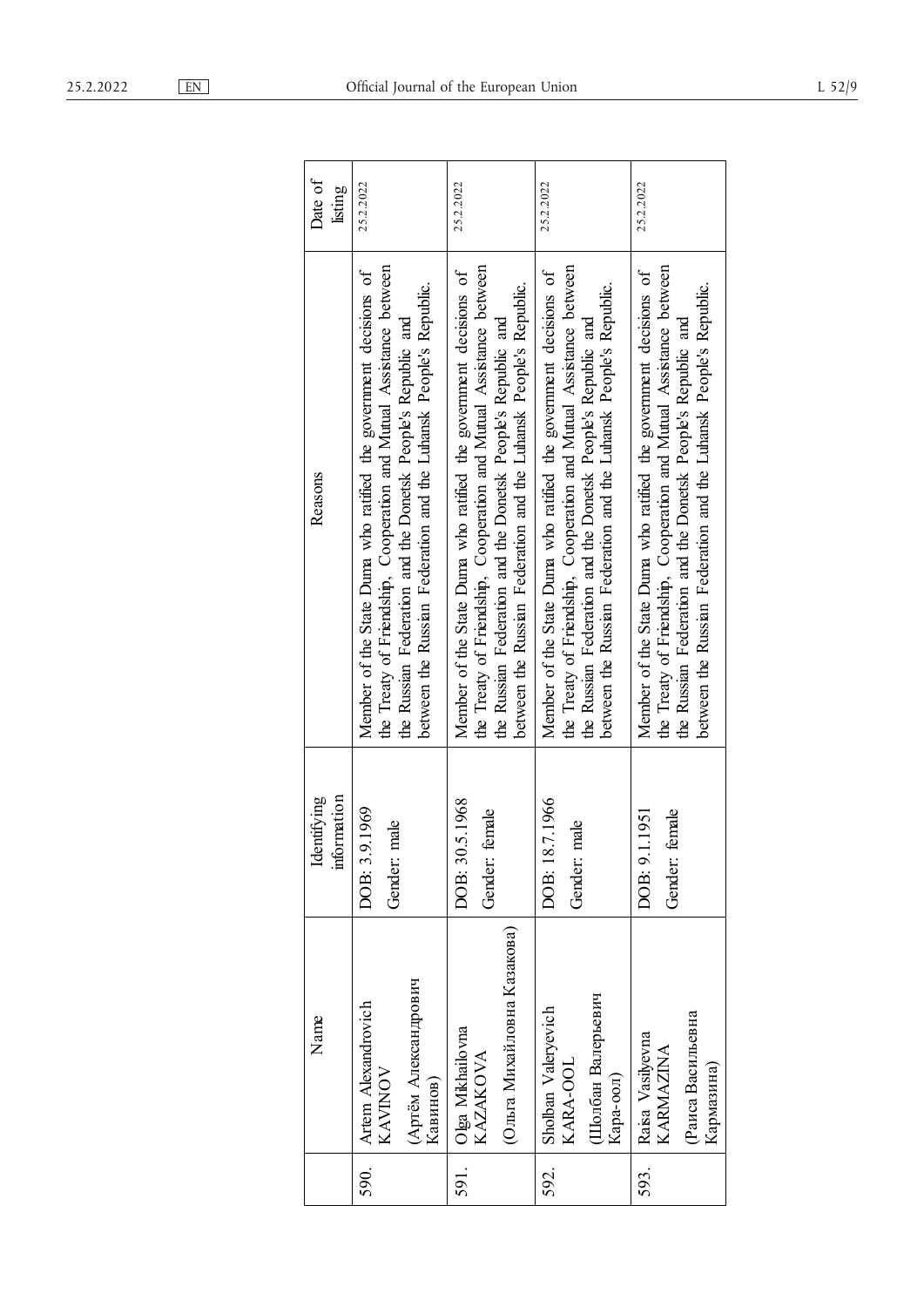|  | Name | Identifying information | Reasons | Date of listing |
|---|---|---|---|---|
| 590. | Artem Alexandrovich KAVINOV (Артём Александрович Кавинов) | DOB: 3.9.1969 Gender: male | Member of the State Duma who ratified the government decisions of the Treaty of Friendship, Cooperation and Mutual Assistance between the Russian Federation and the Donetsk People's Republic and between the Russian Federation and the Luhansk People's Republic. | 25.2.2022 |
| 591. | Olga Mikhailovna KAZAKOVA (Ольга Михайловна Казакова) | DOB: 30.5.1968 Gender: female | Member of the State Duma who ratified the government decisions of the Treaty of Friendship, Cooperation and Mutual Assistance between the Russian Federation and the Donetsk People's Republic and between the Russian Federation and the Luhansk People's Republic. | 25.2.2022 |
| 592. | Sholban Valeryevich KARA-OOL (Шолбан Валерьевич Кара-оол) | DOB: 18.7.1966 Gender: male | Member of the State Duma who ratified the government decisions of the Treaty of Friendship, Cooperation and Mutual Assistance between the Russian Federation and the Donetsk People's Republic and between the Russian Federation and the Luhansk People's Republic. | 25.2.2022 |
| 593. | Raisa Vasilyevna KARMAZINA (Раиса Васильевна Кармазина) | DOB: 9.1.1951 Gender: female | Member of the State Duma who ratified the government decisions of the Treaty of Friendship, Cooperation and Mutual Assistance between the Russian Federation and the Donetsk People's Republic and between the Russian Federation and the Luhansk People's Republic. | 25.2.2022 |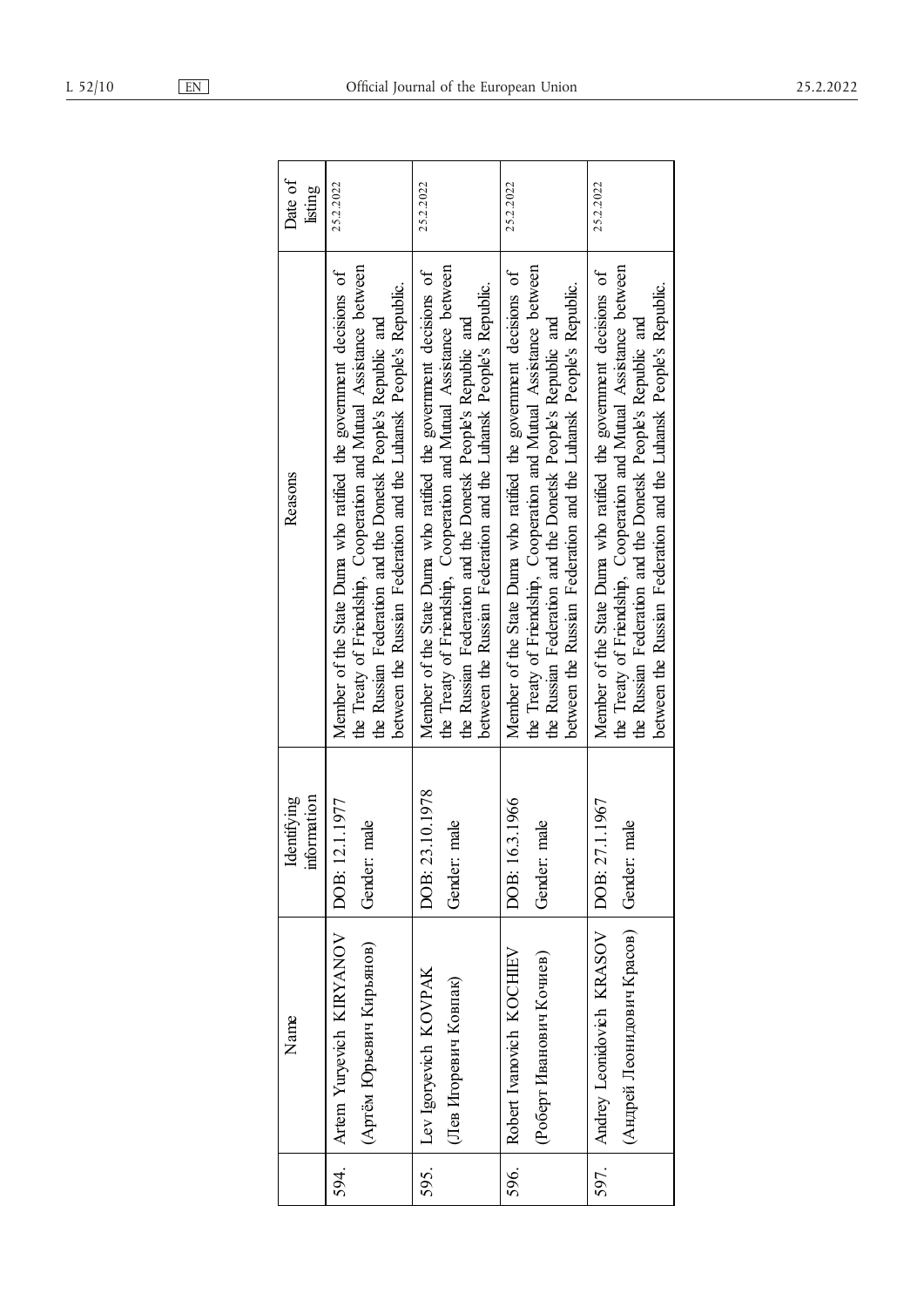|  | Name | Identifying information | Reasons | Date of listing |
|---|---|---|---|---|
| 594. | Artem Yuryevich KIRYANOV (Артём Юрьевич Кирьянов) | DOB: 12.1.1977 Gender: male | Member of the State Duma who ratified the government decisions of the Treaty of Friendship, Cooperation and Mutual Assistance between the Russian Federation and the Donetsk People's Republic and between the Russian Federation and the Luhansk People's Republic. | 25.2.2022 |
| 595. | Lev Igoryevich KOVPAK (Лев Игоревич Ковпак) | DOB: 23.10.1978 Gender: male | Member of the State Duma who ratified the government decisions of the Treaty of Friendship, Cooperation and Mutual Assistance between the Russian Federation and the Donetsk People's Republic and between the Russian Federation and the Luhansk People's Republic. | 25.2.2022 |
| 596. | Robert Ivanovich KOCHIEV (Роберт Иванович Кочиев) | DOB: 16.3.1966 Gender: male | Member of the State Duma who ratified the government decisions of the Treaty of Friendship, Cooperation and Mutual Assistance between the Russian Federation and the Donetsk People's Republic and between the Russian Federation and the Luhansk People's Republic. | 25.2.2022 |
| 597. | Andrey Leonidovich KRASOV (Андрей Леонидович Красов) | DOB: 27.1.1967 Gender: male | Member of the State Duma who ratified the government decisions of the Treaty of Friendship, Cooperation and Mutual Assistance between the Russian Federation and the Donetsk People's Republic and between the Russian Federation and the Luhansk People's Republic. | 25.2.2022 |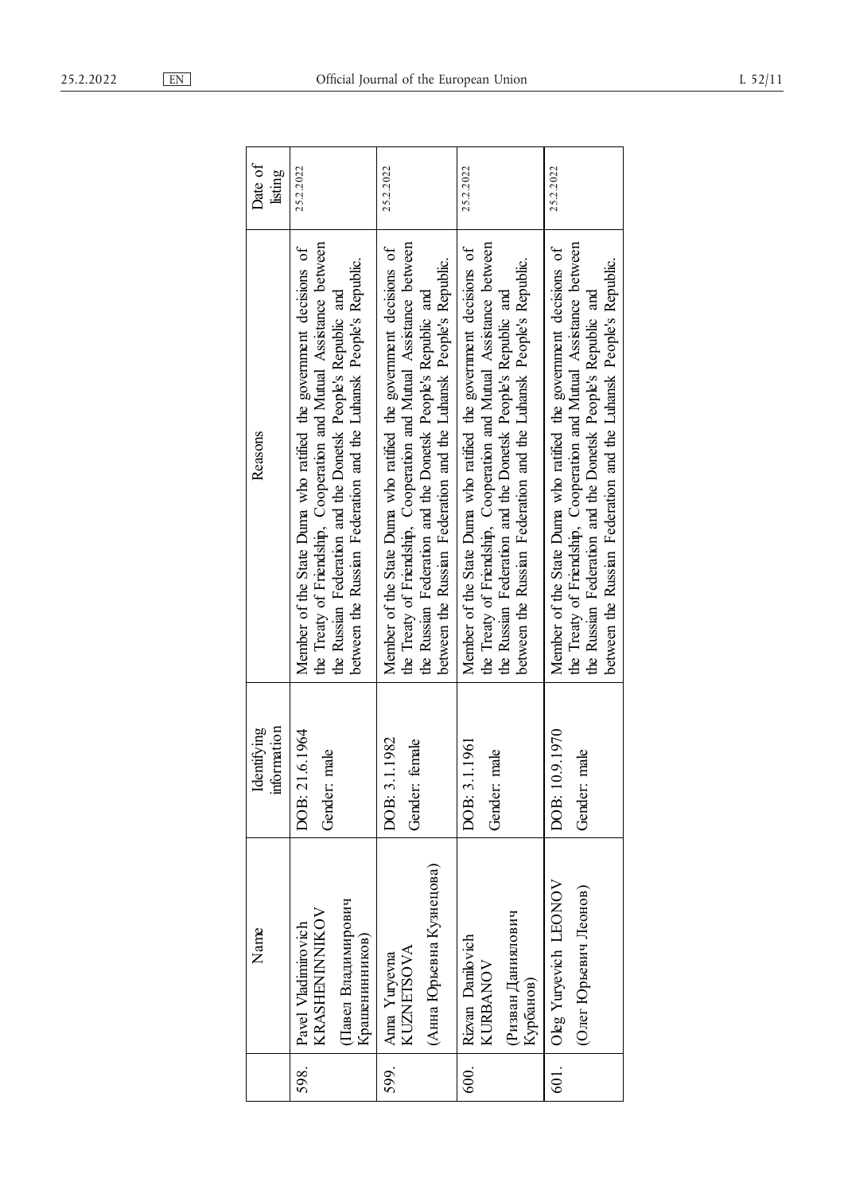|  | Name | Identifying information | Reasons | Date of listing |
|---|---|---|---|---|
| 598. | Pavel Vladimirovich KRASHENINNIKOV (Павел Владимирович Крашенинников) | DOB: 21.6.1964 Gender: male | Member of the State Duma who ratified the government decisions of the Treaty of Friendship, Cooperation and Mutual Assistance between the Russian Federation and the Donetsk People's Republic and between the Russian Federation and the Luhansk People's Republic. | 25.2.2022 |
| 599. | Anna Yuryevna KUZNETSOVA (Анна Юрьевна Кузнецова) | DOB: 3.1.1982 Gender: female | Member of the State Duma who ratified the government decisions of the Treaty of Friendship, Cooperation and Mutual Assistance between the Russian Federation and the Donetsk People's Republic and between the Russian Federation and the Luhansk People's Republic. | 25.2.2022 |
| 600. | Rizvan Danilovich KURBANOV (Ризван Даниялович Курбанов) | DOB: 3.1.1961 Gender: male | Member of the State Duma who ratified the government decisions of the Treaty of Friendship, Cooperation and Mutual Assistance between the Russian Federation and the Donetsk People's Republic and between the Russian Federation and the Luhansk People's Republic. | 25.2.2022 |
| 601. | Oleg Yuryevich LEONOV (Олег Юрьевич Леонов) | DOB: 10.9.1970 Gender: male | Member of the State Duma who ratified the government decisions of the Treaty of Friendship, Cooperation and Mutual Assistance between the Russian Federation and the Donetsk People's Republic and between the Russian Federation and the Luhansk People's Republic. | 25.2.2022 |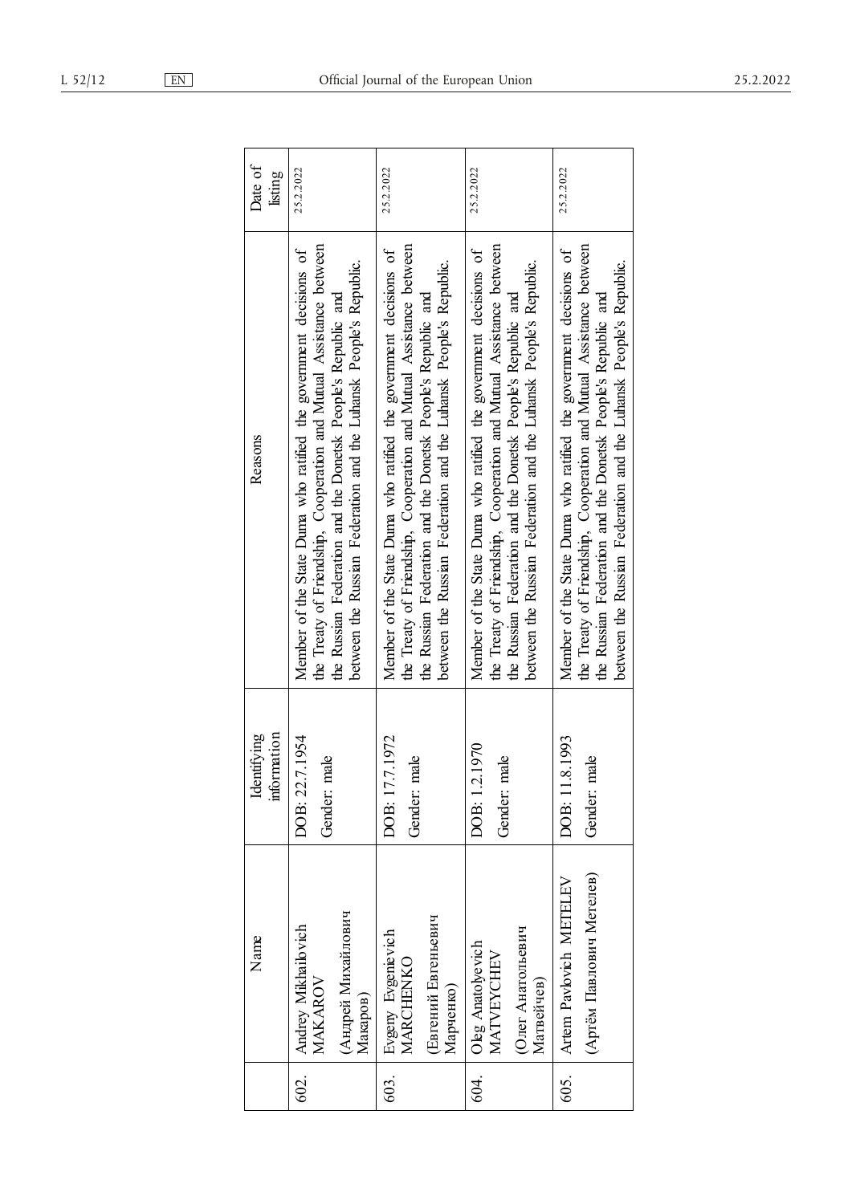| | Name | Identifying information | Reasons | Date of listing |
|---|---|---|---|---|
| 602. | Andrey Mikhailovich MAKAROV (Андрей Михайлович Макаров) | DOB: 22.7.1954<br>Gender: male | Member of the State Duma who ratified the government decisions of the Treaty of Friendship, Cooperation and Mutual Assistance between the Russian Federation and the Donetsk People's Republic and between the Russian Federation and the Luhansk People's Republic. | 25.2.2022 |
| 603. | Evgeny Evgenievich MARCHENKO (Евгений Евгеньевич Марченко) | DOB: 17.7.1972<br>Gender: male | Member of the State Duma who ratified the government decisions of the Treaty of Friendship, Cooperation and Mutual Assistance between the Russian Federation and the Donetsk People's Republic and between the Russian Federation and the Luhansk People's Republic. | 25.2.2022 |
| 604. | Oleg Anatolyevich MATVEYCHEV (Олег Анатольевич Матвейчев) | DOB: 1.2.1970<br>Gender: male | Member of the State Duma who ratified the government decisions of the Treaty of Friendship, Cooperation and Mutual Assistance between the Russian Federation and the Donetsk People's Republic and between the Russian Federation and the Luhansk People's Republic. | 25.2.2022 |
| 605. | Artem Pavlovich METELEV (Артём Павлович Метелев) | DOB: 11.8.1993<br>Gender: male | Member of the State Duma who ratified the government decisions of the Treaty of Friendship, Cooperation and Mutual Assistance between the Russian Federation and the Donetsk People's Republic and between the Russian Federation and the Luhansk People's Republic. | 25.2.2022 |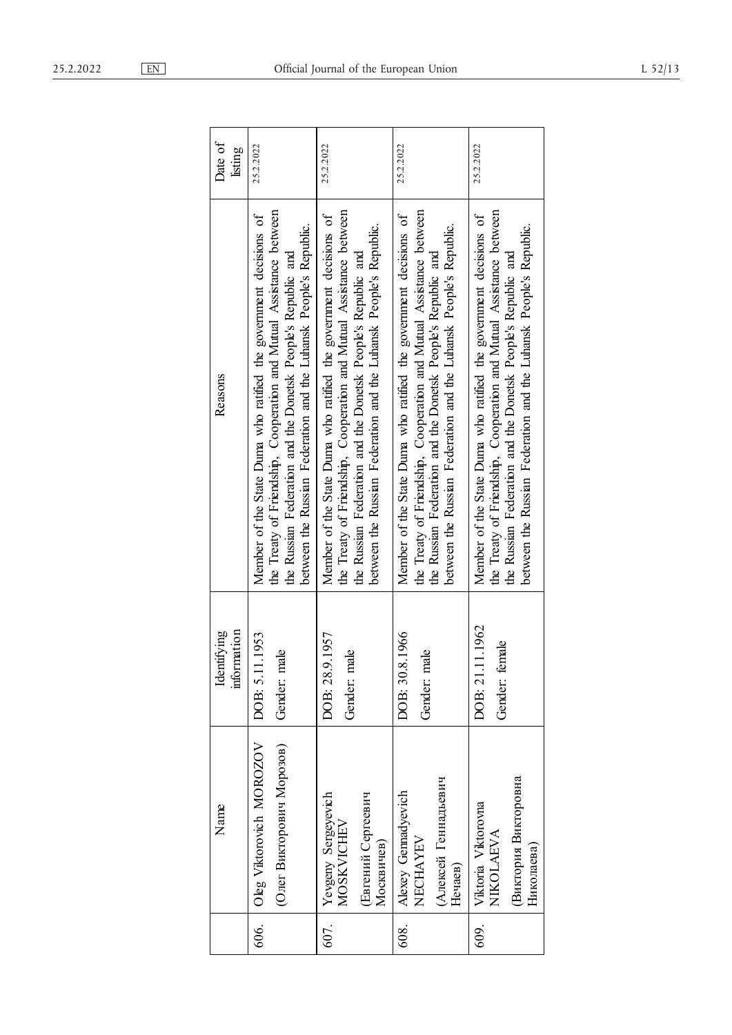| | Name | Identifying information | Reasons | Date of listing |
|---|---|---|---|---|
| 606. | Oleg Viktorovich MOROZOV (Олег Викторович Морозов) | DOB: 5.11.1953 Gender: male | Member of the State Duma who ratified the government decisions of the Treaty of Friendship, Cooperation and Mutual Assistance between the Russian Federation and the Donetsk People's Republic and between the Russian Federation and the Luhansk People's Republic. | 25.2.2022 |
| 607. | Yevgeny Sergeyevich MOSKVICHEV (Евгений Сергеевич Москвичев) | DOB: 28.9.1957 Gender: male | Member of the State Duma who ratified the government decisions of the Treaty of Friendship, Cooperation and Mutual Assistance between the Russian Federation and the Donetsk People's Republic and between the Russian Federation and the Luhansk People's Republic. | 25.2.2022 |
| 608. | Alexey Gennadyevich NECHAYEV (Алексей Геннадьевич Нечаев) | DOB: 30.8.1966 Gender: male | Member of the State Duma who ratified the government decisions of the Treaty of Friendship, Cooperation and Mutual Assistance between the Russian Federation and the Donetsk People's Republic and between the Russian Federation and the Luhansk People's Republic. | 25.2.2022 |
| 609. | Viktoria Viktorovna NIKOLAEVA (Виктория Викторовна Николаева) | DOB: 21.11.1962 Gender: female | Member of the State Duma who ratified the government decisions of the Treaty of Friendship, Cooperation and Mutual Assistance between the Russian Federation and the Donetsk People's Republic and between the Russian Federation and the Luhansk People's Republic. | 25.2.2022 |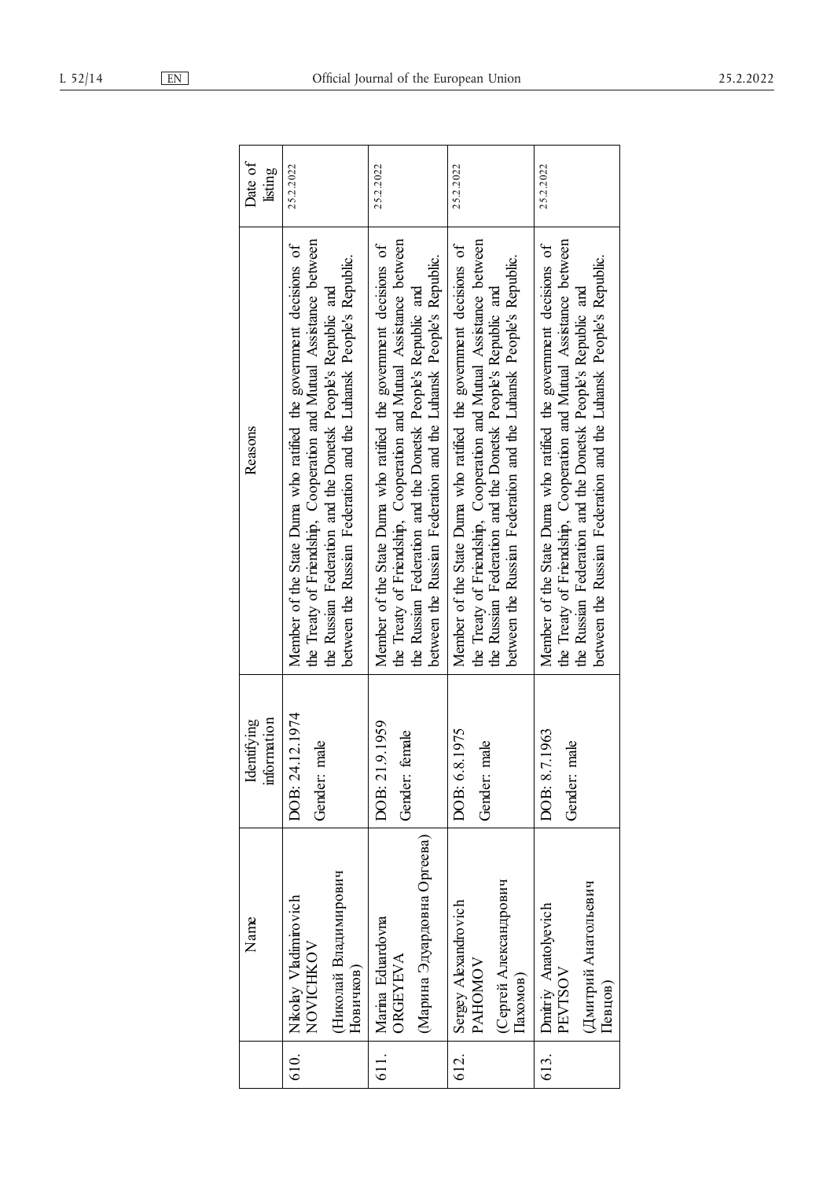|  | Name | Identifying information | Reasons | Date of listing |
|---|---|---|---|---|
| 610. | Nikolay Vladimirovich NOVICHKOV (Николай Владимирович Новичков) | DOB: 24.12.1974 Gender: male | Member of the State Duma who ratified the government decisions of the Treaty of Friendship, Cooperation and Mutual Assistance between the Russian Federation and the Donetsk People's Republic and between the Russian Federation and the Luhansk People's Republic. | 25.2.2022 |
| 611. | Marina Eduardovna ORGEYEVA (Марина Эдуардовна Оргеева) | DOB: 21.9.1959 Gender: female | Member of the State Duma who ratified the government decisions of the Treaty of Friendship, Cooperation and Mutual Assistance between the Russian Federation and the Donetsk People's Republic and between the Russian Federation and the Luhansk People's Republic. | 25.2.2022 |
| 612. | Sergey Alexandrovich PAHOMOV (Сергей Александрович Пахомов) | DOB: 6.8.1975 Gender: male | Member of the State Duma who ratified the government decisions of the Treaty of Friendship, Cooperation and Mutual Assistance between the Russian Federation and the Donetsk People's Republic and between the Russian Federation and the Luhansk People's Republic. | 25.2.2022 |
| 613. | Dmitriy Anatolyevich PEVTSOV (Дмитрий Анатольевич Певцов) | DOB: 8.7.1963 Gender: male | Member of the State Duma who ratified the government decisions of the Treaty of Friendship, Cooperation and Mutual Assistance between the Russian Federation and the Donetsk People's Republic and between the Russian Federation and the Luhansk People's Republic. | 25.2.2022 |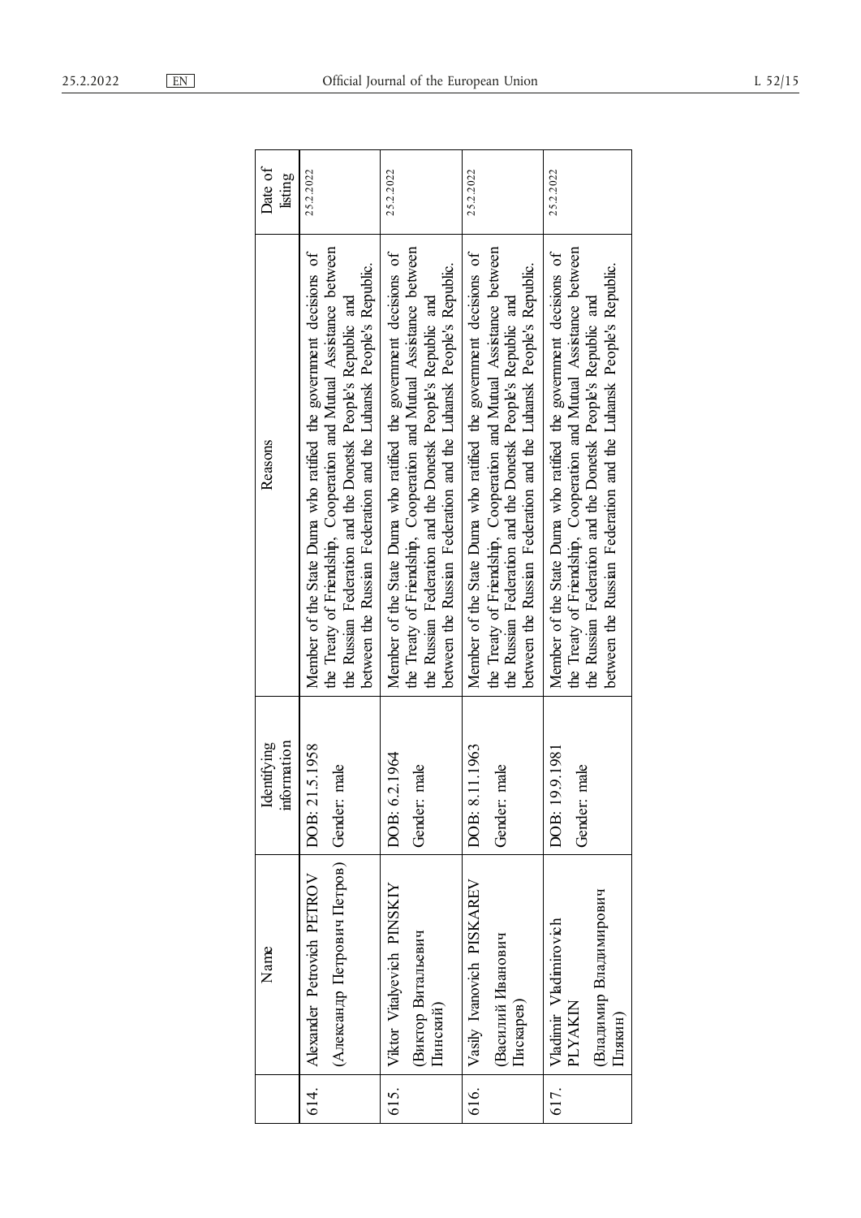| | Name | Identifying information | Reasons | Date of listing |
|---|---|---|---|---|
| 614. | Alexander Petrovich PETROV (Александр Петрович Петров) | DOB: 21.5.1958 Gender: male | Member of the State Duma who ratified the government decisions of the Treaty of Friendship, Cooperation and Mutual Assistance between the Russian Federation and the Donetsk People's Republic and between the Russian Federation and the Luhansk People's Republic. | 25.2.2022 |
| 615. | Viktor Vitalyevich PINSKIY (Виктор Витальевич Пинский) | DOB: 6.2.1964 Gender: male | Member of the State Duma who ratified the government decisions of the Treaty of Friendship, Cooperation and Mutual Assistance between the Russian Federation and the Donetsk People's Republic and between the Russian Federation and the Luhansk People's Republic. | 25.2.2022 |
| 616. | Vasily Ivanovich PISKAREV (Василий Иванович Пискарев) | DOB: 8.11.1963 Gender: male | Member of the State Duma who ratified the government decisions of the Treaty of Friendship, Cooperation and Mutual Assistance between the Russian Federation and the Donetsk People's Republic and between the Russian Federation and the Luhansk People's Republic. | 25.2.2022 |
| 617. | Vladimir Vladimirovich PLYAKIN (Владимир Владимирович Плякин) | DOB: 19.9.1981 Gender: male | Member of the State Duma who ratified the government decisions of the Treaty of Friendship, Cooperation and Mutual Assistance between the Russian Federation and the Donetsk People's Republic and between the Russian Federation and the Luhansk People's Republic. | 25.2.2022 |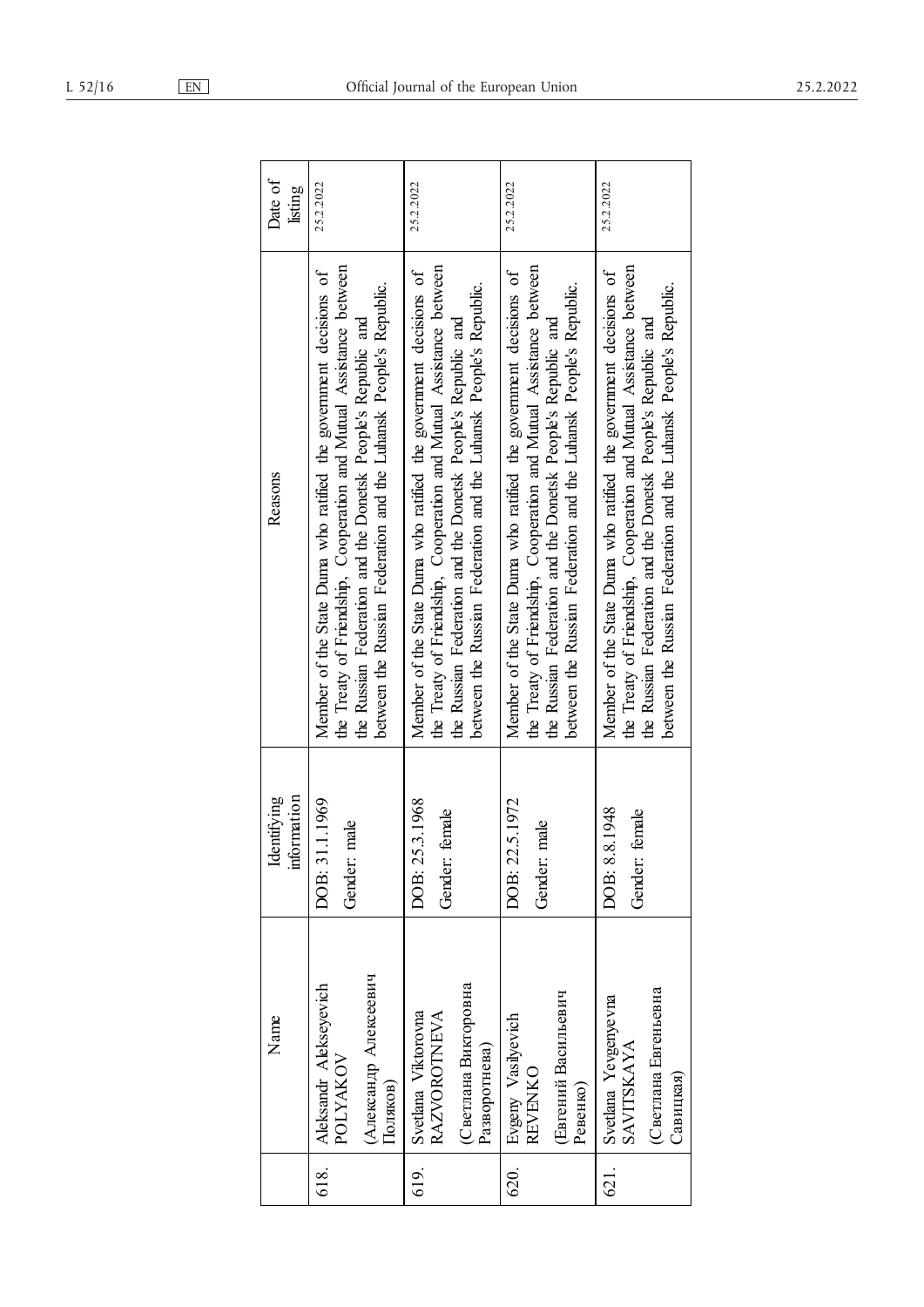|  | Name | Identifying information | Reasons | Date of listing |
|---|---|---|---|---|
| 618. | Aleksandr Alekseyevich POLYAKOV (Александр Алексеевич Поляков) | DOB: 31.1.1969 Gender: male | Member of the State Duma who ratified the government decisions of the Treaty of Friendship, Cooperation and Mutual Assistance between the Russian Federation and the Donetsk People's Republic and between the Russian Federation and the Luhansk People's Republic. | 25.2.2022 |
| 619. | Svetlana Viktorovna RAZVOROTNEVA (Светлана Викторовна Разворотнева) | DOB: 25.3.1968 Gender: female | Member of the State Duma who ratified the government decisions of the Treaty of Friendship, Cooperation and Mutual Assistance between the Russian Federation and the Donetsk People's Republic and between the Russian Federation and the Luhansk People's Republic. | 25.2.2022 |
| 620. | Evgeny Vasilyevich REVENKO (Евгений Васильевич Ревенко) | DOB: 22.5.1972 Gender: male | Member of the State Duma who ratified the government decisions of the Treaty of Friendship, Cooperation and Mutual Assistance between the Russian Federation and the Donetsk People's Republic and between the Russian Federation and the Luhansk People's Republic. | 25.2.2022 |
| 621. | Svetlana Yevgenyevna SAVITSKAYA (Светлана Евгеньевна Савицкая) | DOB: 8.8.1948 Gender: female | Member of the State Duma who ratified the government decisions of the Treaty of Friendship, Cooperation and Mutual Assistance between the Russian Federation and the Donetsk People's Republic and between the Russian Federation and the Luhansk People's Republic. | 25.2.2022 |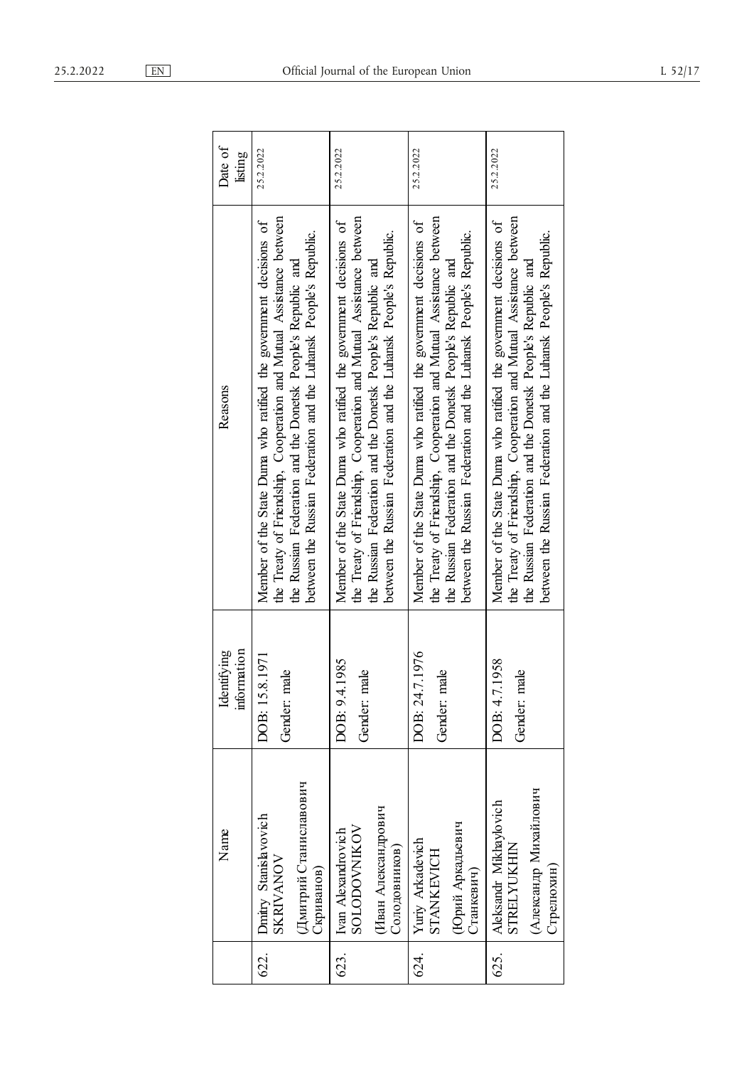|  | Name | Identifying information | Reasons | Date of listing |
|---|---|---|---|---|
| 622. | Dmitry Stanislavovich SKRIVANOV (Дмитрий Станиславович Скриванов) | DOB: 15.8.1971 Gender: male | Member of the State Duma who ratified the government decisions of the Treaty of Friendship, Cooperation and Mutual Assistance between the Russian Federation and the Donetsk People's Republic and between the Russian Federation and the Luhansk People's Republic. | 25.2.2022 |
| 623. | Ivan Alexandrovich SOLODOVNIKOV (Иван Александрович Солодовников) | DOB: 9.4.1985 Gender: male | Member of the State Duma who ratified the government decisions of the Treaty of Friendship, Cooperation and Mutual Assistance between the Russian Federation and the Donetsk People's Republic and between the Russian Federation and the Luhansk People's Republic. | 25.2.2022 |
| 624. | Yuriy Arkadevich STANKEVICH (Юрий Аркадьевич Станкевич) | DOB: 24.7.1976 Gender: male | Member of the State Duma who ratified the government decisions of the Treaty of Friendship, Cooperation and Mutual Assistance between the Russian Federation and the Donetsk People's Republic and between the Russian Federation and the Luhansk People's Republic. | 25.2.2022 |
| 625. | Aleksandr Mikhaylovich STRELYUKHIN (Александр Михайлович Стрелюхин) | DOB: 4.7.1958 Gender: male | Member of the State Duma who ratified the government decisions of the Treaty of Friendship, Cooperation and Mutual Assistance between the Russian Federation and the Donetsk People's Republic and between the Russian Federation and the Luhansk People's Republic. | 25.2.2022 |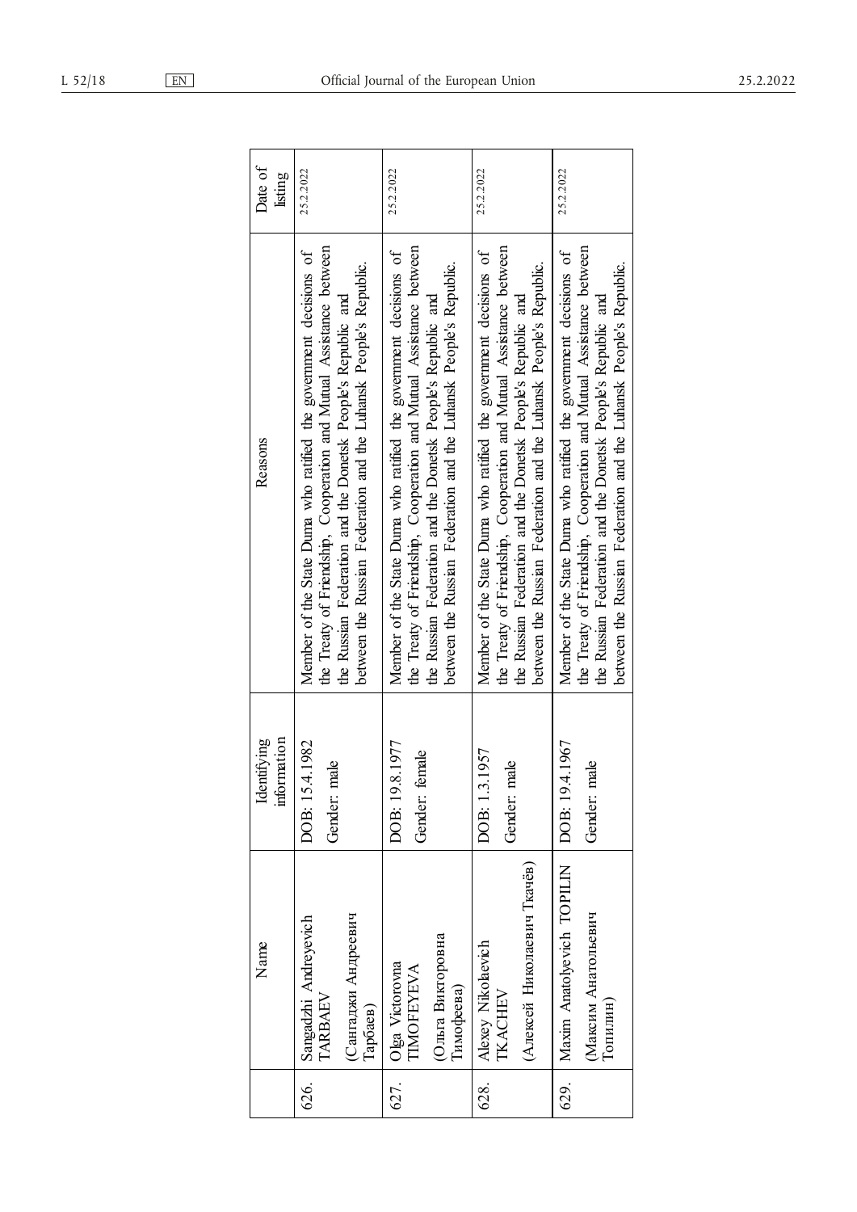|  | Name | Identifying information | Reasons | Date of listing |
|---|---|---|---|---|
| 626. | Sangadzhi Andreyevich TARBAEV (Сангаджи Андреевич Тарбаев) | DOB: 15.4.1982 Gender: male | Member of the State Duma who ratified the government decisions of the Treaty of Friendship, Cooperation and Mutual Assistance between the Russian Federation and the Donetsk People's Republic and between the Russian Federation and the Luhansk People's Republic. | 25.2.2022 |
| 627. | Olga Victorovna TIMOFEYEVA (Ольга Викторовна Тимофеева) | DOB: 19.8.1977 Gender: female | Member of the State Duma who ratified the government decisions of the Treaty of Friendship, Cooperation and Mutual Assistance between the Russian Federation and the Donetsk People's Republic and between the Russian Federation and the Luhansk People's Republic. | 25.2.2022 |
| 628. | Alexey Nikolaevich TKACHEV (Алексей Николаевич Ткачёв) | DOB: 1.3.1957 Gender: male | Member of the State Duma who ratified the government decisions of the Treaty of Friendship, Cooperation and Mutual Assistance between the Russian Federation and the Donetsk People's Republic and between the Russian Federation and the Luhansk People's Republic. | 25.2.2022 |
| 629. | Maxim Anatolyevich TOPILIN (Максим Анатольевич Топилин) | DOB: 19.4.1967 Gender: male | Member of the State Duma who ratified the government decisions of the Treaty of Friendship, Cooperation and Mutual Assistance between the Russian Federation and the Donetsk People's Republic and between the Russian Federation and the Luhansk People's Republic. | 25.2.2022 |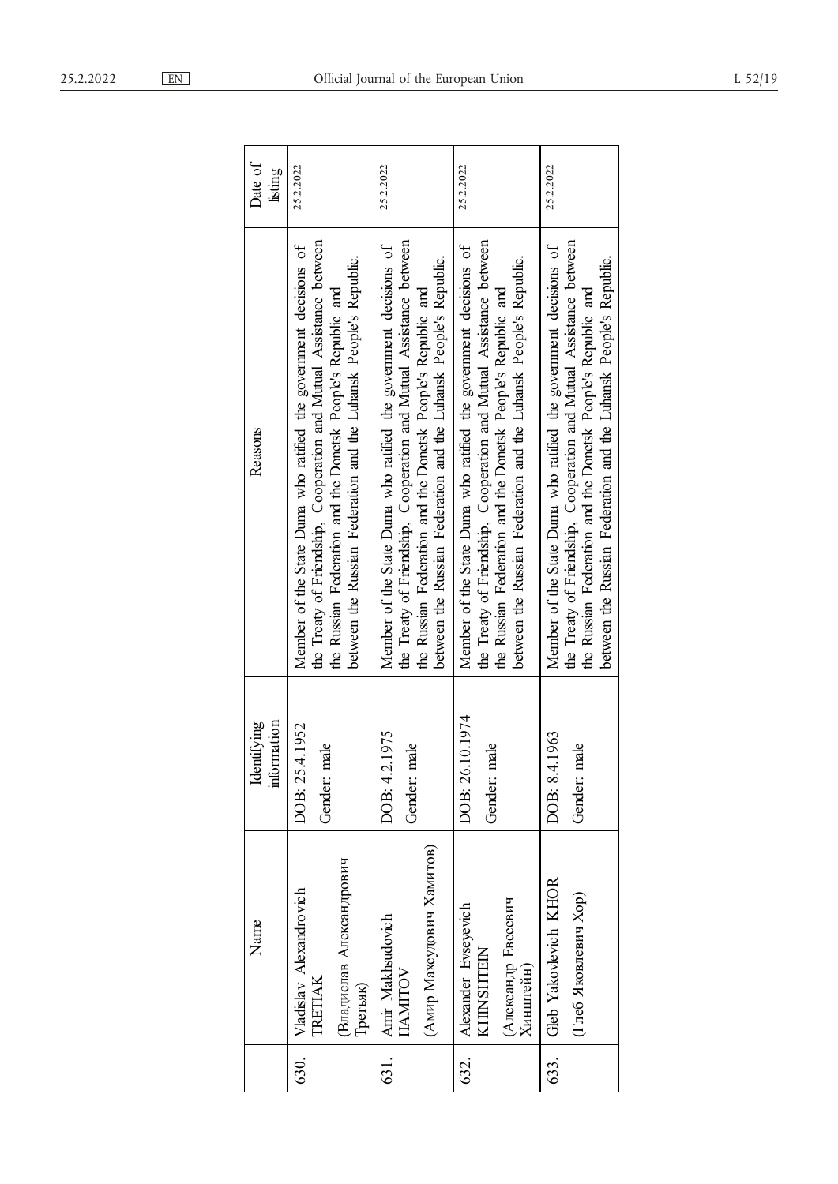| | Name | Identifying information | Reasons | Date of listing |
|---|---|---|---|---|
| 630. | Vladislav Alexandrovich TRETIAK (Владислав Александрович Третьяк) | DOB: 25.4.1952 Gender: male | Member of the State Duma who ratified the government decisions of the Treaty of Friendship, Cooperation and Mutual Assistance between the Russian Federation and the Donetsk People's Republic and between the Russian Federation and the Luhansk People's Republic. | 25.2.2022 |
| 631. | Amir Makhsudovich HAMITOV (Амир Махсудович Хамитов) | DOB: 4.2.1975 Gender: male | Member of the State Duma who ratified the government decisions of the Treaty of Friendship, Cooperation and Mutual Assistance between the Russian Federation and the Donetsk People's Republic and between the Russian Federation and the Luhansk People's Republic. | 25.2.2022 |
| 632. | Alexander Evseyevich KHINSHTEIN (Александр Евсеевич Хинштейн) | DOB: 26.10.1974 Gender: male | Member of the State Duma who ratified the government decisions of the Treaty of Friendship, Cooperation and Mutual Assistance between the Russian Federation and the Donetsk People's Republic and between the Russian Federation and the Luhansk People's Republic. | 25.2.2022 |
| 633. | Gleb Yakovlevich KHOR (Глеб Яковлевич Хор) | DOB: 8.4.1963 Gender: male | Member of the State Duma who ratified the government decisions of the Treaty of Friendship, Cooperation and Mutual Assistance between the Russian Federation and the Donetsk People's Republic and between the Russian Federation and the Luhansk People's Republic. | 25.2.2022 |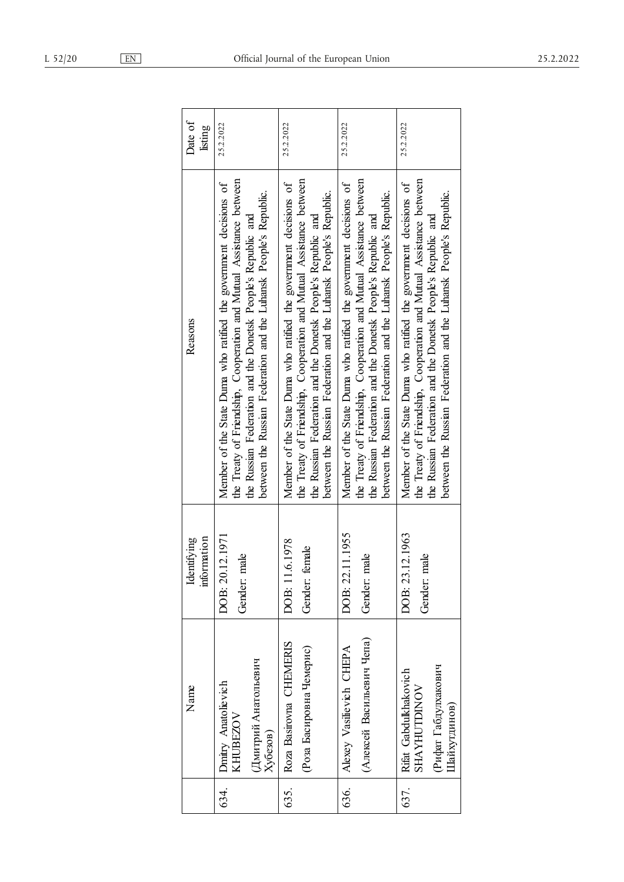| | Name | Identifying information | Reasons | Date of listing |
|---|---|---|---|---|
| 634. | Dmitry Anatolievich KHUBEZOV (Дмитрий Анатольевич Хубезов) | DOB: 20.12.1971 Gender: male | Member of the State Duma who ratified the government decisions of the Treaty of Friendship, Cooperation and Mutual Assistance between the Russian Federation and the Donetsk People's Republic and between the Russian Federation and the Luhansk People's Republic. | 25.2.2022 |
| 635. | Roza Basirovna CHEMERIS (Роза Басировна Чемерис) | DOB: 11.6.1978 Gender: female | Member of the State Duma who ratified the government decisions of the Treaty of Friendship, Cooperation and Mutual Assistance between the Russian Federation and the Donetsk People's Republic and between the Russian Federation and the Luhansk People's Republic. | 25.2.2022 |
| 636. | Alexey Vasilievich CHEPA (Алексей Васильевич Чепа) | DOB: 22.11.1955 Gender: male | Member of the State Duma who ratified the government decisions of the Treaty of Friendship, Cooperation and Mutual Assistance between the Russian Federation and the Donetsk People's Republic and between the Russian Federation and the Luhansk People's Republic. | 25.2.2022 |
| 637. | Rifat Gabdulkhakovich SHAYHUTDINOV (Рифат Габдулхакович Шайхутдинов) | DOB: 23.12.1963 Gender: male | Member of the State Duma who ratified the government decisions of the Treaty of Friendship, Cooperation and Mutual Assistance between the Russian Federation and the Donetsk People's Republic and between the Russian Federation and the Luhansk People's Republic. | 25.2.2022 |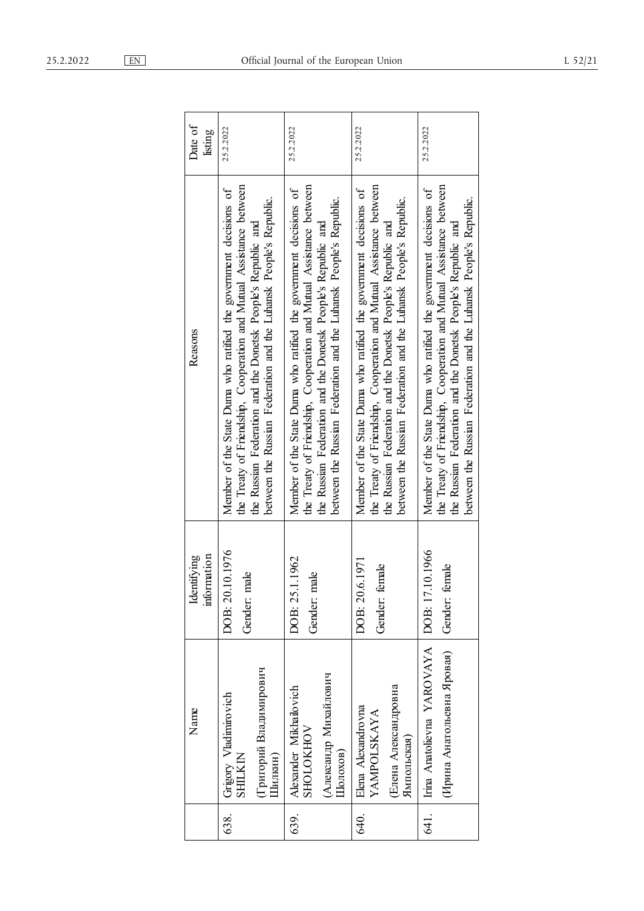| | Name | Identifying information | Reasons | Date of listing |
|---|---|---|---|---|
| 638. | Grigory Vladimirovich SHILKIN (Григорий Владимирович Шилкин) | DOB: 20.10.1976<br>Gender: male | Member of the State Duma who ratified the government decisions of the Treaty of Friendship, Cooperation and Mutual Assistance between the Russian Federation and the Donetsk People's Republic and between the Russian Federation and the Luhansk People's Republic. | 25.2.2022 |
| 639. | Alexander Mikhailovich SHOLOKHOV (Александр Михайлович Шолохов) | DOB: 25.1.1962<br>Gender: male | Member of the State Duma who ratified the government decisions of the Treaty of Friendship, Cooperation and Mutual Assistance between the Russian Federation and the Donetsk People's Republic and between the Russian Federation and the Luhansk People's Republic. | 25.2.2022 |
| 640. | Elena Alexandrovna YAMPOLSKAYA (Елена Александровна Ямпольская) | DOB: 20.6.1971<br>Gender: female | Member of the State Duma who ratified the government decisions of the Treaty of Friendship, Cooperation and Mutual Assistance between the Russian Federation and the Donetsk People's Republic and between the Russian Federation and the Luhansk People's Republic. | 25.2.2022 |
| 641. | Irina Anatolievna YAROVAYA (Ирина Анатольевна Яровая) | DOB: 17.10.1966<br>Gender: female | Member of the State Duma who ratified the government decisions of the Treaty of Friendship, Cooperation and Mutual Assistance between the Russian Federation and the Donetsk People's Republic and between the Russian Federation and the Luhansk People's Republic. | 25.2.2022 |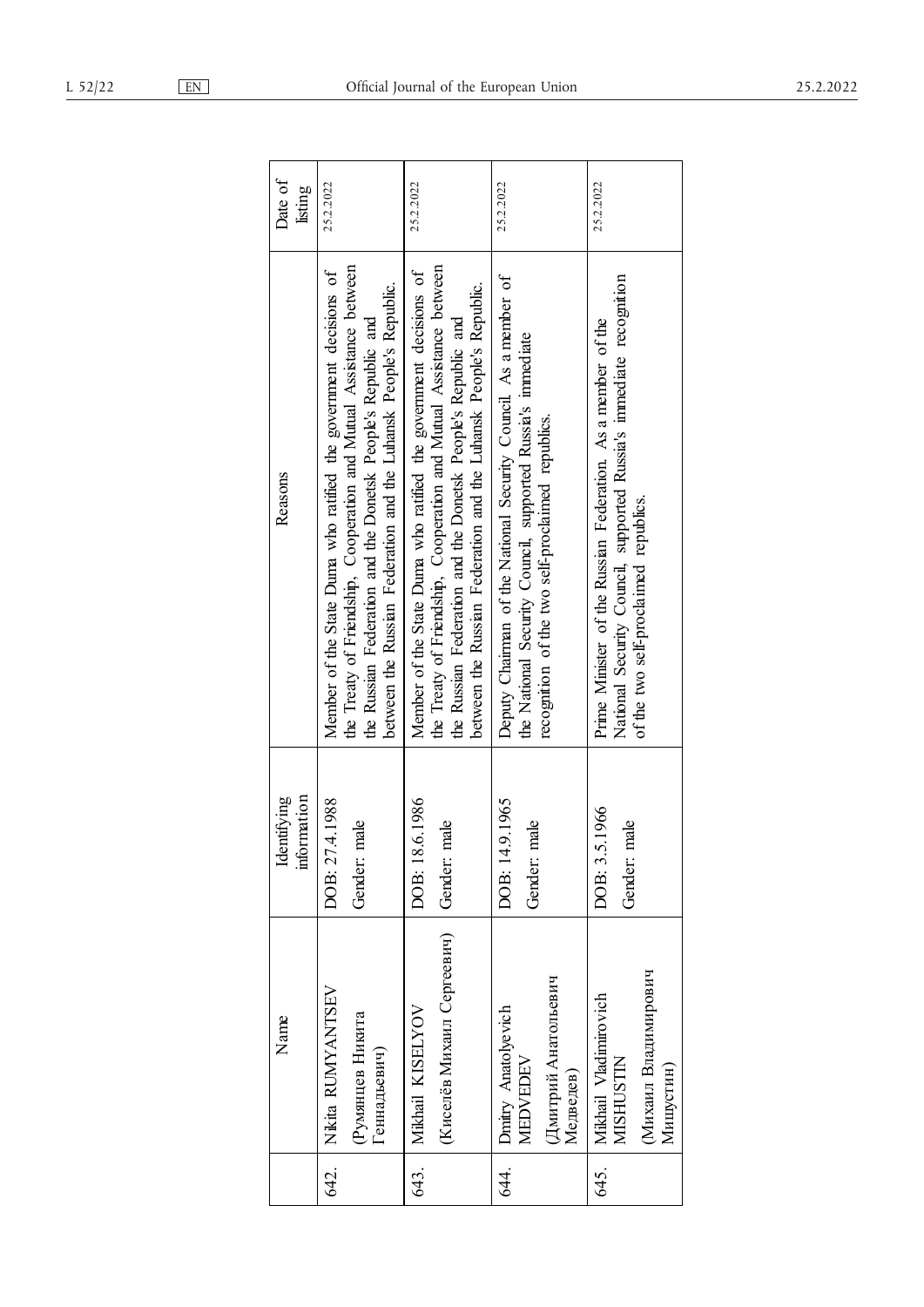|  | Name | Identifying information | Reasons | Date of listing |
|---|---|---|---|---|
| 642. | Nikita RUMYANTSEV (Румянцев Никита Геннадьевич) | DOB: 27.4.1988 Gender: male | Member of the State Duma who ratified the government decisions of the Treaty of Friendship, Cooperation and Mutual Assistance between the Russian Federation and the Donetsk People's Republic and between the Russian Federation and the Luhansk People's Republic. | 25.2.2022 |
| 643. | Mikhail KISELYOV (Киселёв Михаил Сергеевич) | DOB: 18.6.1986 Gender: male | Member of the State Duma who ratified the government decisions of the Treaty of Friendship, Cooperation and Mutual Assistance between the Russian Federation and the Donetsk People's Republic and between the Russian Federation and the Luhansk People's Republic. | 25.2.2022 |
| 644. | Dmitry Anatolyevich MEDVEDEV (Дмитрий Анатольевич Медведев) | DOB: 14.9.1965 Gender: male | Deputy Chairman of the National Security Council. As a member of the National Security Council, supported Russia's immediate recognition of the two self-proclaimed republics. | 25.2.2022 |
| 645. | Mikhail Vladimirovich MISHUSTIN (Михаил Владимирович Мишустин) | DOB: 3.5.1966 Gender: male | Prime Minister of the Russian Federation. As a member of the National Security Council, supported Russia's immediate recognition of the two self-proclaimed republics. | 25.2.2022 |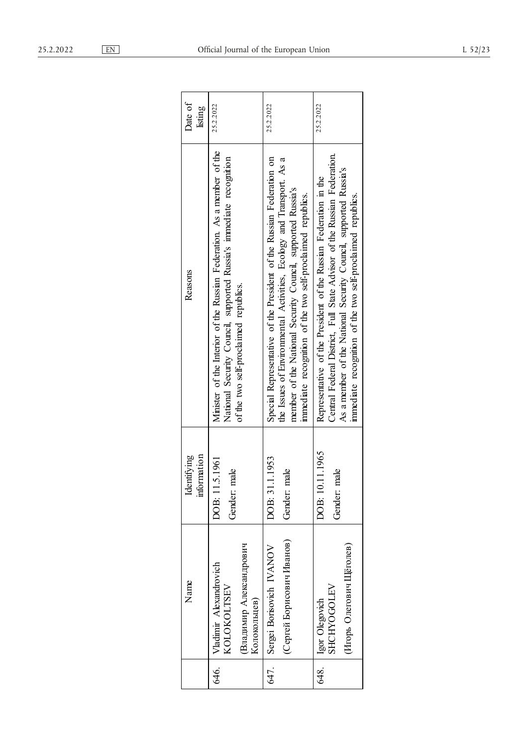|  | Name | Identifying information | Reasons | Date of listing |
|---|---|---|---|---|
| 646. | Vladimir Alexandrovich KOLOKOLTSEV (Владимир Александрович Колокольцев) | DOB: 11.5.1961 Gender: male | Minister of the Interior of the Russian Federation. As a member of the National Security Council, supported Russia's immediate recognition of the two self-proclaimed republics. | 25.2.2022 |
| 647. | Sergei Borisovich IVANOV (Сергей Борисович Иванов) | DOB: 31.1.1953 Gender: male | Special Representative of the President of the Russian Federation on the Issues of Environmental Activities, Ecology and Transport. As a member of the National Security Council, supported Russia's immediate recognition of the two self-proclaimed republics. | 25.2.2022 |
| 648. | Igor Olegovich SHCHYOGOLEV (Игорь Олегович Щёголев) | DOB: 10.11.1965 Gender: male | Representative of the President of the Russian Federation in the Central Federal District, Full State Advisor of the Russian Federation. As a member of the National Security Council, supported Russia's immediate recognition of the two self-proclaimed republics. | 25.2.2022 |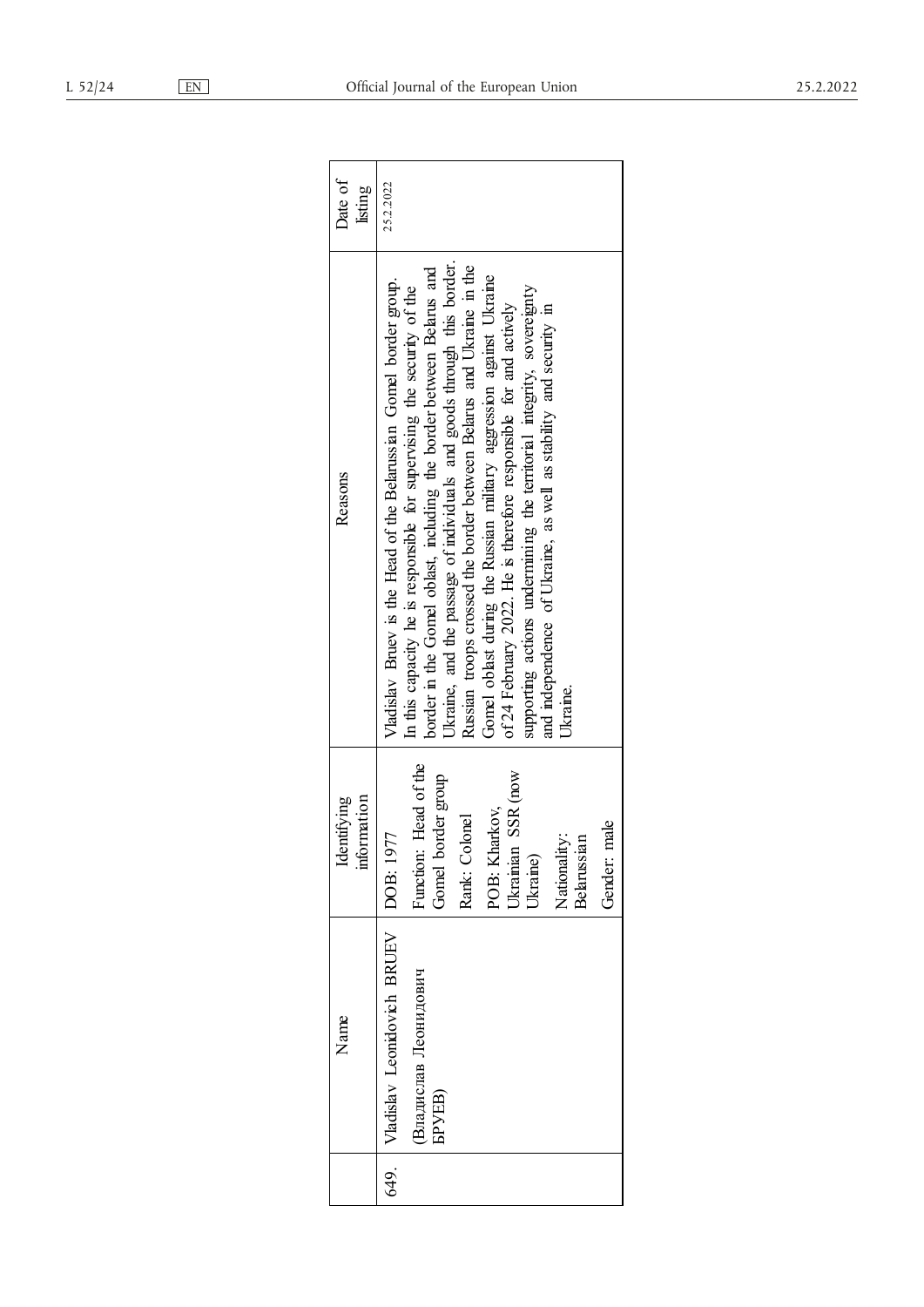| | Name | Identifying information | Reasons | Date of listing |
|---|---|---|---|---|
| 649. | Vladislav Leonidovich BRUEV (Владислав Леонидович БРУЕВ) | DOB: 1977<br>Function: Head of the Gomel border group<br>Rank: Colonel<br>POB: Kharkov, Ukrainian SSR (now Ukraine)<br>Nationality: Belarussian<br>Gender: male | Vladislav Bruev is the Head of the Belarussian Gomel border group. In this capacity he is responsible for supervising the security of the border in the Gomel oblast, including the border between Belarus and Ukraine, and the passage of individuals and goods through this border. Russian troops crossed the border between Belarus and Ukraine in the Gomel oblast during the Russian military aggression against Ukraine of 24 February 2022. He is therefore responsible for and actively supporting actions undermining the territorial integrity, sovereignty and independence of Ukraine, as well as stability and security in Ukraine. | 25.2.2022 |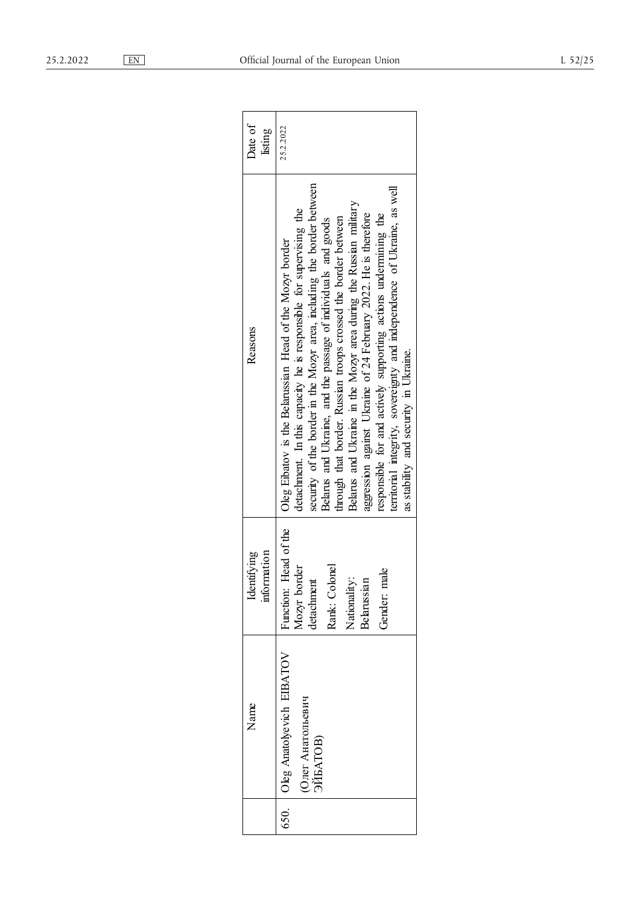|  | Name | Identifying information | Reasons | Date of listing |
|---|---|---|---|---|
| 650. | Oleg Anatolyevich EIBATOV (Олег Анатольевич ЭЙБАТОВ) | Function: Head of the Mozyr border detachment<br>Rank: Colonel<br>Nationality: Belarussian<br>Gender: male | Oleg Eibatov is the Belarussian Head of the Mozyr border detachment. In this capacity he is responsible for supervising the security of the border in the Mozyr area, including the border between Belarus and Ukraine, and the passage of individuals and goods through that border. Russian troops crossed the border between Belarus and Ukraine in the Mozyr area during the Russian military aggression against Ukraine of 24 February 2022. He is therefore responsible for and actively supporting actions undermining the territorial integrity, sovereignty and independence of Ukraine, as well as stability and security in Ukraine. | 25.2.2022 |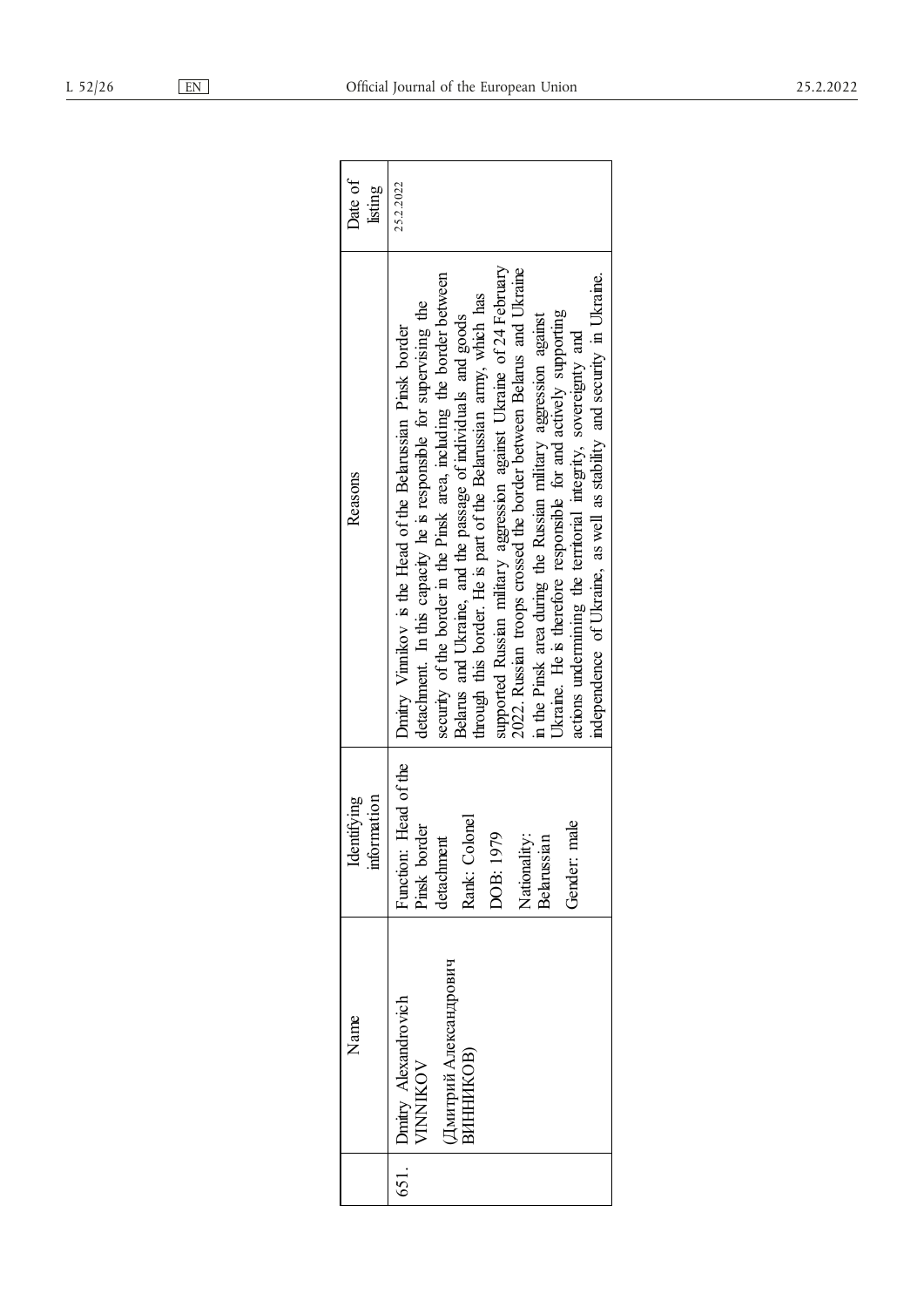| | Name | Identifying information | Reasons | Date of listing |
|---|---|---|---|---|
| 651. | Dmitry Alexandrovich VINNIKOV (Дмитрий Александрович ВИННИКОВ) | Function: Head of the Pinsk border detachment<br><br>Rank: Colonel<br><br>DOB: 1979<br><br>Nationality: Belarussian<br><br>Gender: male | Dmitry Vinnikov is the Head of the Belarussian Pinsk border detachment. In this capacity he is responsible for supervising the security of the border in the Pinsk area, including the border between Belarus and Ukraine, and the passage of individuals and goods through this border. He is part of the Belarussian army, which has supported Russian military aggression against Ukraine of 24 February 2022. Russian troops crossed the border between Belarus and Ukraine in the Pinsk area during the Russian military aggression against Ukraine. He is therefore responsible for and actively supporting actions undermining the territorial integrity, sovereignty and independence of Ukraine, as well as stability and security in Ukraine. | 25.2.2022 |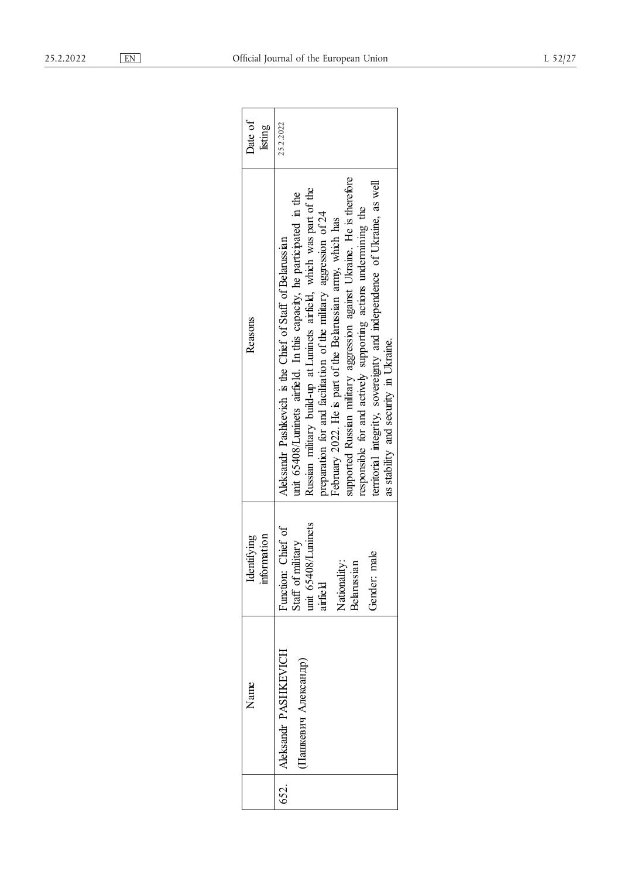| | Name | Identifying information | Reasons | Date of listing |
|---|---|---|---|---|
| 652. | Aleksandr PASHKEVICH (Пашкевич Александр) | Function: Chief of Staff of military unit 65408/Luninets airfield<br><br>Nationality: Belarussian<br><br>Gender: male | Aleksandr Pashkevich is the Chief of Staff of Belarussian unit 65408/Luninets airfield. In this capacity, he participated in the Russian military build-up at Luninets airfield, which was part of the preparation for and facilitation of the military aggression of 24 February 2022. He is part of the Belarussian army, which has supported Russian military aggression against Ukraine. He is therefore responsible for and actively supporting actions undermining the territorial integrity, sovereignty and independence of Ukraine, as well as stability and security in Ukraine. | 25.2.2022 |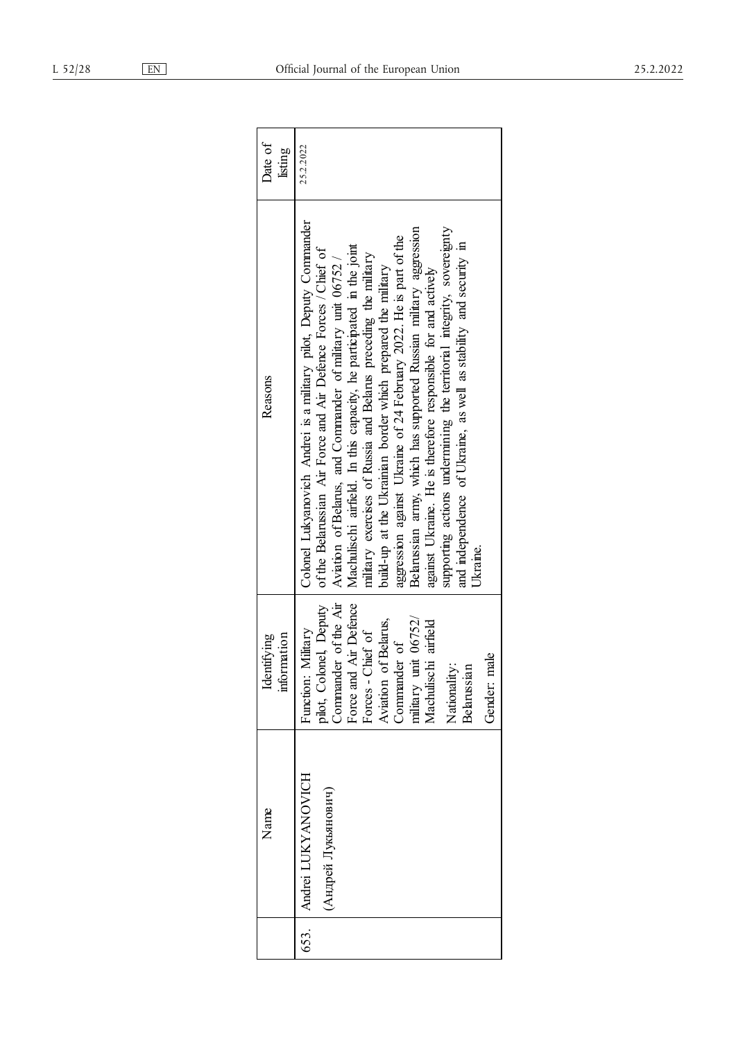|  | Name | Identifying information | Reasons | Date of listing |
|---|---|---|---|---|
| 653. | Andrei LUKYANOVICH (Андрей Лукьянович) | Function: Military pilot, Colonel, Deputy Commander of the Air Force and Air Defence Forces - Chief of Aviation of Belarus, Commander of military unit 06752/ Machulischi airfield<br><br>Nationality: Belarussian<br><br>Gender: male | Colonel Lukyanovich Andrei is a military pilot, Deputy Commander of the Belarussian Air Force and Air Defence Forces / Chief of Aviation of Belarus, and Commander of military unit 06752 / Machulischi airfield. In this capacity, he participated in the joint military exercises of Russia and Belarus preceding the military build-up at the Ukrainian border which prepared the military aggression against Ukraine of 24 February 2022. He is part of the Belarussian army, which has supported Russian military aggression against Ukraine. He is therefore responsible for and actively supporting actions undermining the territorial integrity, sovereignty and independence of Ukraine, as well as stability and security in Ukraine. | 25.2.2022 |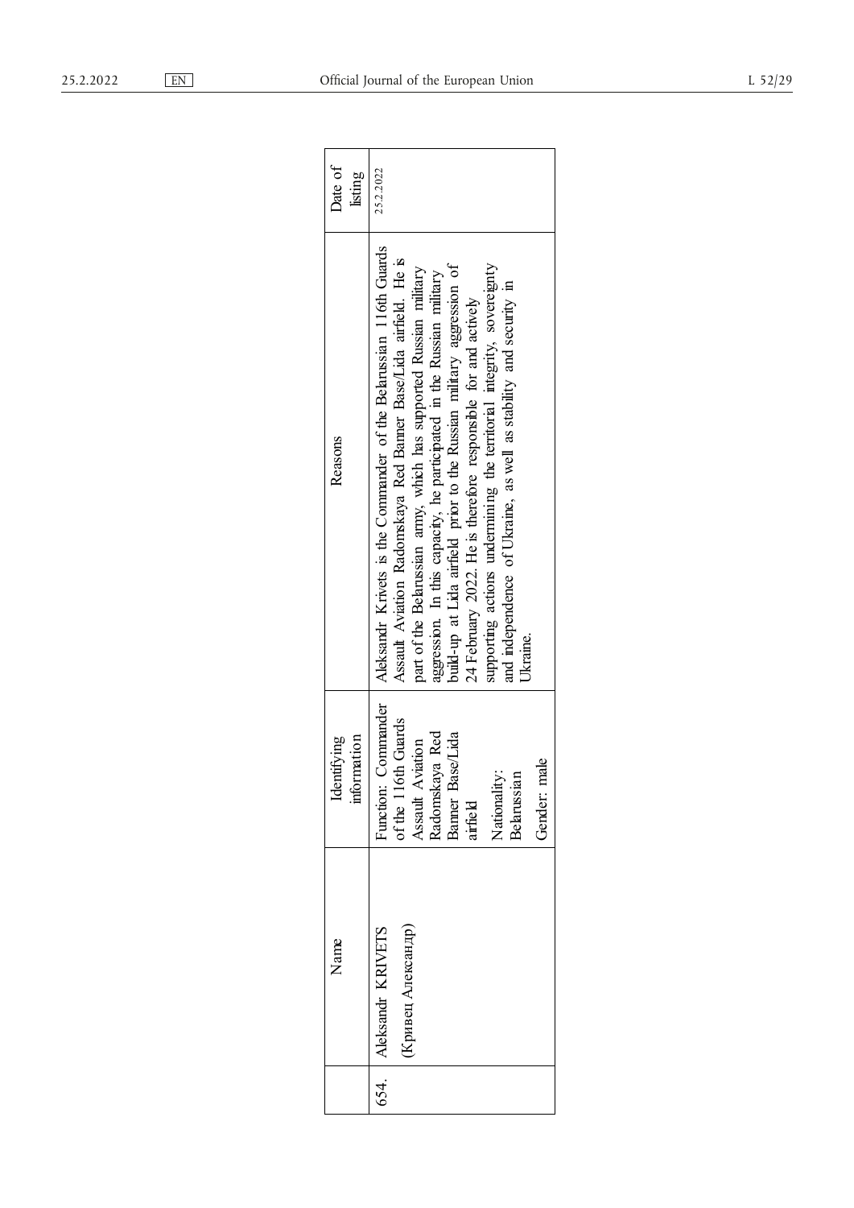|  | Name | Identifying information | Reasons | Date of listing |
|---|---|---|---|---|
| 654. | Aleksandr KRIVETS (Кривец Александр) | Function: Commander of the 116th Guards Assault Aviation Radomskaya Red Banner Base/Lida airfield<br><br>Nationality: Belarussian<br><br>Gender: male | Aleksandr Krivets is the Commander of the Belarussian 116th Guards Assault Aviation Radomskaya Red Banner Base/Lida airfield. He is part of the Belarussian army, which has supported Russian military aggression. In this capacity, he participated in the Russian military build-up at Lida airfield prior to the Russian military aggression of 24 February 2022. He is therefore responsible for and actively supporting actions undermining the territorial integrity, sovereignty and independence of Ukraine, as well as stability and security in Ukraine. | 25.2.2022 |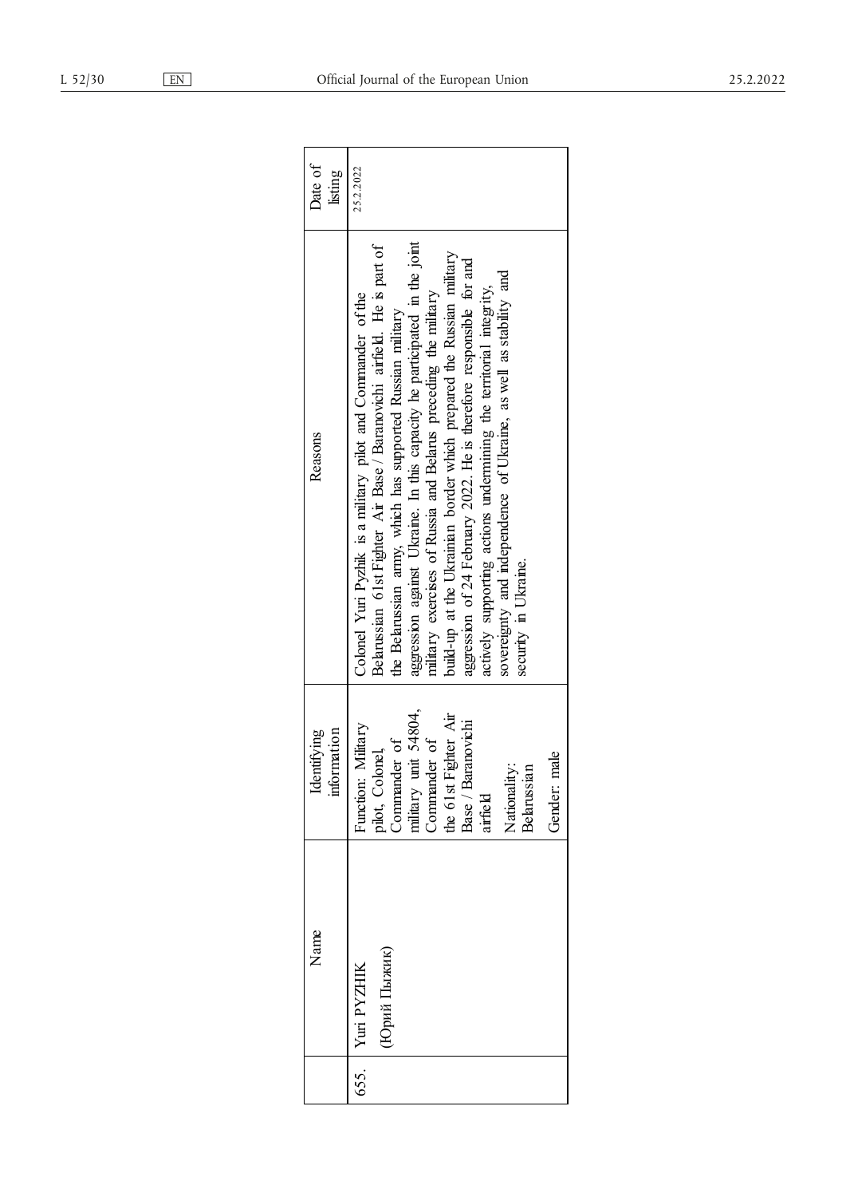| | Name | Identifying information | Reasons | Date of listing |
|---|---|---|---|---|
| 655. | Yuri PYZHIK (Юрий Пыжик) | Function: Military pilot, Colonel, Commander of military unit 54804, Commander of the 61st Fighter Air Base / Baranovichi airfield<br><br>Nationality: Belarussian<br><br>Gender: male | Colonel Yuri Pyzhik is a military pilot and Commander of the Belarussian 61st Fighter Air Base / Baranovichi airfield. He is part of the Belarussian army, which has supported Russian military aggression against Ukraine. In this capacity he participated in the joint military exercises of Russia and Belarus preceding the military build-up at the Ukrainian border which prepared the Russian military aggression of 24 February 2022. He is therefore responsible for and actively supporting actions undermining the territorial integrity, sovereignty and independence of Ukraine, as well as stability and security in Ukraine. | 25.2.2022 |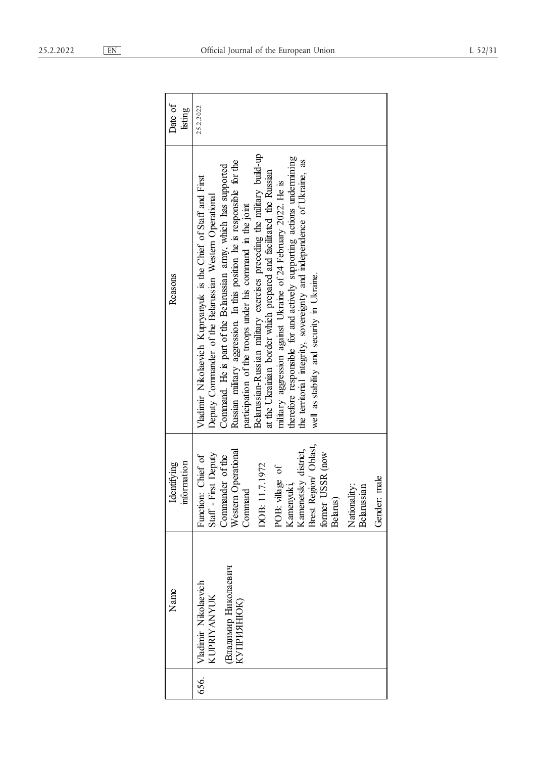| | Name | Identifying information | Reasons | Date of listing |
|---|---|---|---|---|
| 656. | Vladimir Nikolaevich KUPRIYANYUK (Владимир Николаевич КУПРИЯНЮК) | Function: Chief of Staff - First Deputy Commander of the Western Operational Command<br><br>DOB: 11.7.1972<br><br>POB: village of Kamenyuki, Kamenetsky district, Brest Region/ Oblast, former USSR (now Belarus)<br><br>Nationality: Belarussian<br><br>Gender: male | Vladimir Nikolaevich Kupryanyuk is the Chief of Staff and First Deputy Commander of the Belarussian Western Operational Command. He is part of the Belarussian army, which has supported Russian military aggression. In this position he is responsible for the participation of the troops under his command in the joint Belarussian-Russian military exercises preceding the military build-up at the Ukrainian border which prepared and facilitated the Russian military aggression against Ukraine of 24 February 2022. He is therefore responsible for and actively supporting actions undermining the territorial integrity, sovereignty and independence of Ukraine, as well as stability and security in Ukraine. | 25.2.2022 |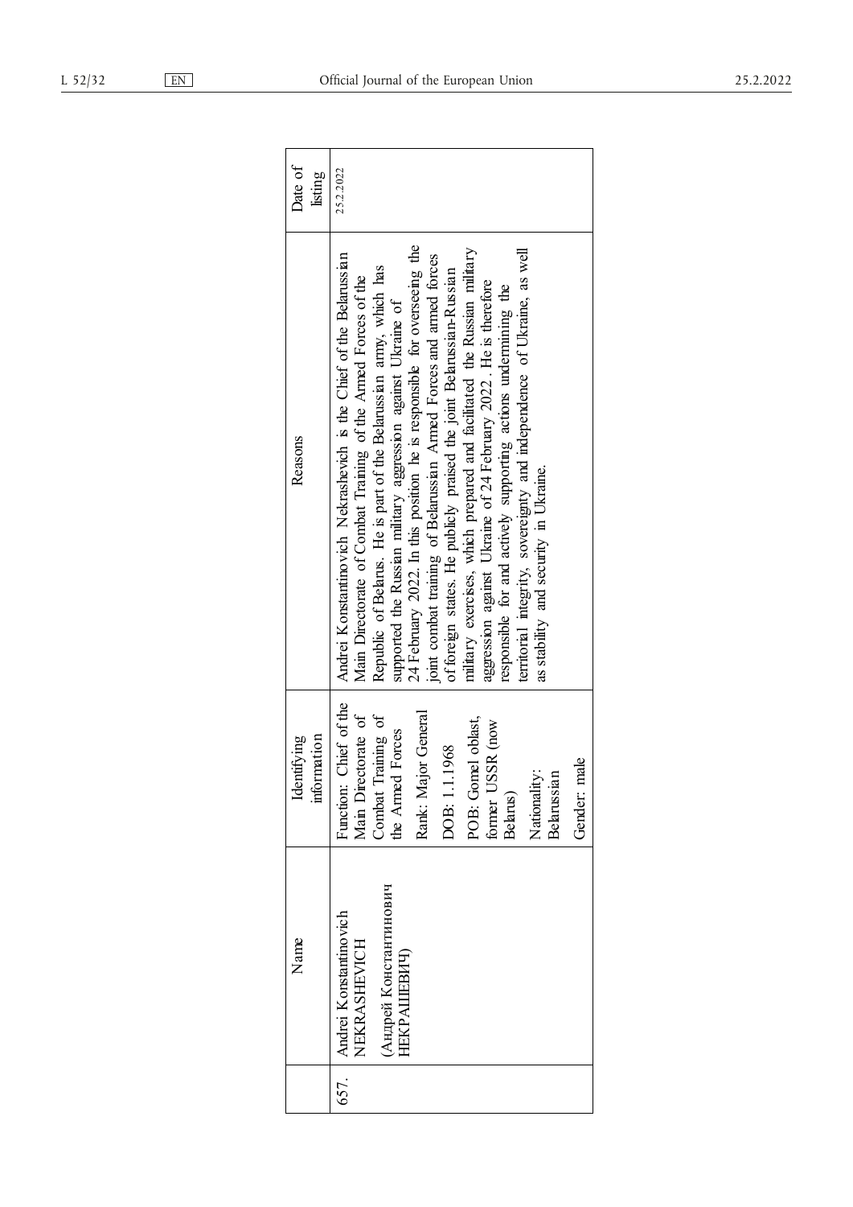|  | Name | Identifying information | Reasons | Date of listing |
|---|---|---|---|---|
| 657. | Andrei Konstantinovich NEKRASHEVICH (Андрей Константинович НЕКРАШЕВИЧ) | Function: Chief of the Main Directorate of Combat Training of the Armed Forces<br>Rank: Major General<br>DOB: 1.1.1968<br>POB: Gomel oblast, former USSR (now Belarus)<br>Nationality: Belarussian<br>Gender: male | Andrei Konstantinovich Nekrashevich is the Chief of the Belarussian Main Directorate of Combat Training of the Armed Forces of the Republic of Belarus. He is part of the Belarussian army, which has supported the Russian military aggression against Ukraine of 24 February 2022. In this position he is responsible for overseeing the joint combat training of Belarussian Armed Forces and armed forces of foreign states. He publicly praised the joint Belarussian-Russian military exercises, which prepared and facilitated the Russian military aggression against Ukraine of 24 February 2022. He is therefore responsible for and actively supporting actions undermining the territorial integrity, sovereignty and independence of Ukraine, as well as stability and security in Ukraine. | 25.2.2022 |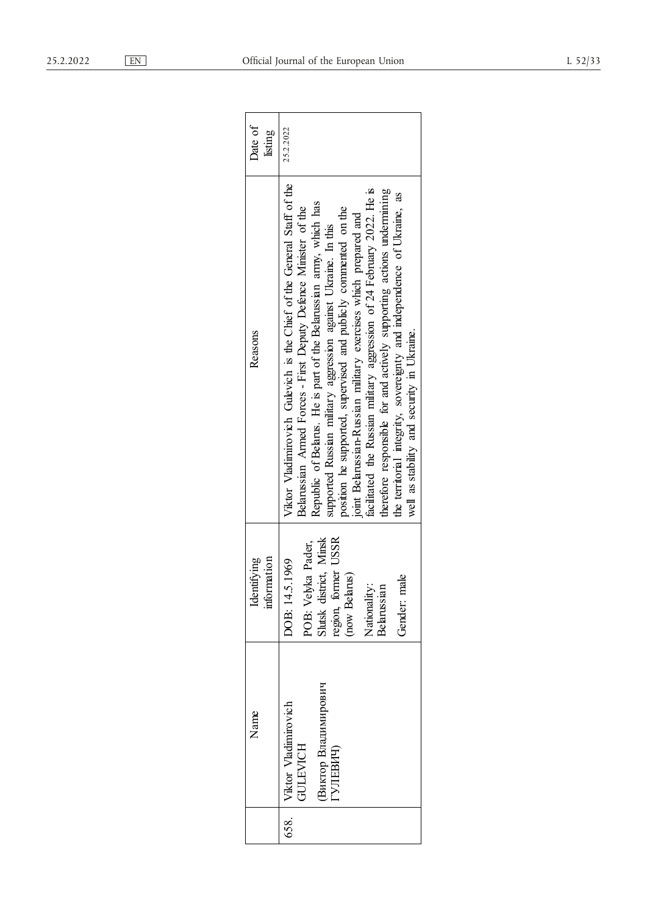| | Name | Identifying information | Reasons | Date of listing |
|---|---|---|---|---|
| 658. | Viktor Vladimirovich GULEVICH (Виктор Владимирович ГУЛЕВИЧ) | DOB: 14.5.1969<br>POB: Velyka Pader, Slutsk district, Minsk region, former USSR (now Belarus)<br>Nationality: Belarussian<br>Gender: male | Viktor Vladimirovich Gulevich is the Chief of the General Staff of the Belarussian Armed Forces - First Deputy Defence Minister of the Republic of Belarus. He is part of the Belarussian army, which has supported Russian military aggression against Ukraine. In this position he supported, supervised and publicly commented on the joint Belarussian-Russian military exercises which prepared and facilitated the Russian military aggression of 24 February 2022. He is therefore responsible for and actively supporting actions undermining the territorial integrity, sovereignty and independence of Ukraine, as well as stability and security in Ukraine. | 25.2.2022 |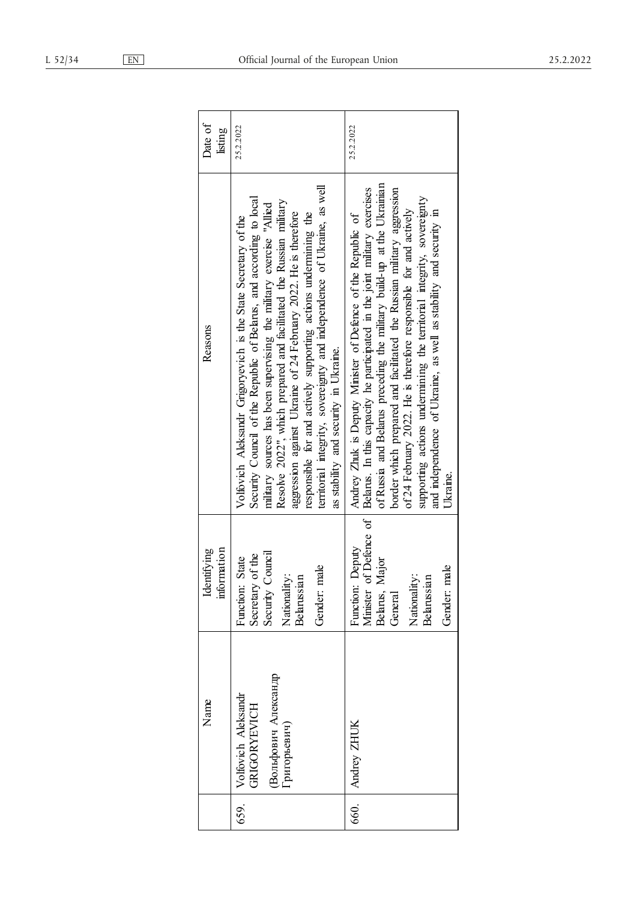|  | Name | Identifying information | Reasons | Date of listing |
|---|---|---|---|---|
| 659. | Volfovich Aleksandr GRIGORYEVICH (Вольфович Александр Григорьевич) | Function: State Secretary of the Security Council<br>Nationality: Belarussian<br>Gender: male | Volfovich Aleksandr Grigoryevich is the State Secretary of the Security Council of the Republic of Belarus, and according to local military sources has been supervising the military exercise "Allied Resolve 2022", which prepared and facilitated the Russian military aggression against Ukraine of 24 February 2022. He is therefore responsible for and actively supporting actions undermining the territorial integrity, sovereignty and independence of Ukraine, as well as stability and security in Ukraine. | 25.2.2022 |
| 660. | Andrey ZHUK | Function: Deputy Minister of Defence of Belarus, Major General<br>Nationality: Belarussian<br>Gender: male | Andrey Zhuk is Deputy Minister of Defence of the Republic of Belarus. In this capacity he participated in the joint military exercises of Russia and Belarus preceding the military build-up at the Ukrainian border which prepared and facilitated the Russian military aggression of 24 February 2022. He is therefore responsible for and actively supporting actions undermining the territorial integrity, sovereignty and independence of Ukraine, as well as stability and security in Ukraine. | 25.2.2022 |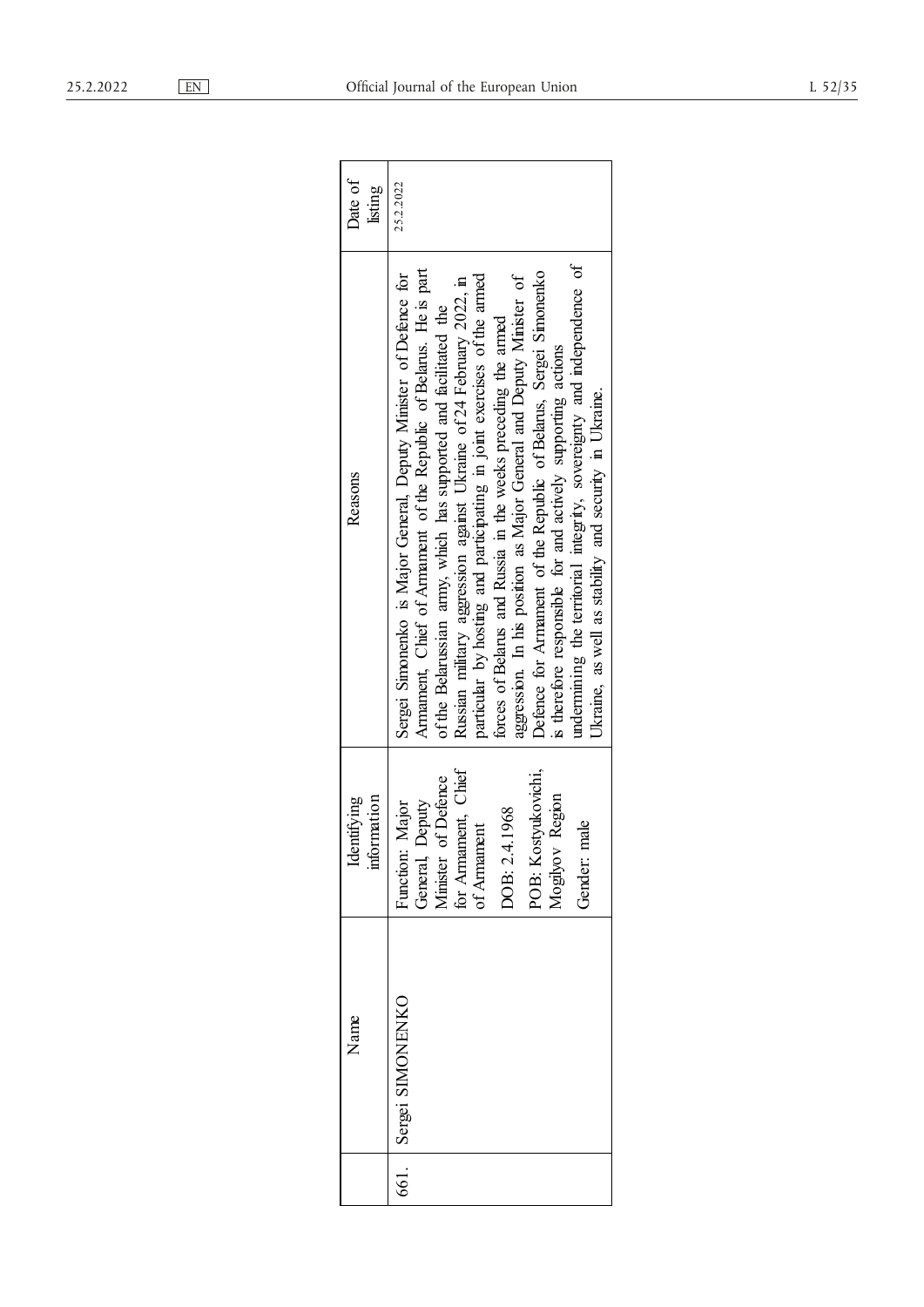| | Name | Identifying information | Reasons | Date of listing |
|---|---|---|---|---|
| 661. | Sergei SIMONENKO | Function: Major General, Deputy Minister of Defence for Armament, Chief of Armament<br><br>DOB: 2.4.1968<br><br>POB: Kostyukovichi, Mogilyov Region<br><br>Gender: male | Sergei Simonenko is Major General, Deputy Minister of Defence for Armament, Chief of Armament of the Republic of Belarus. He is part of the Belarussian army, which has supported and facilitated the Russian military aggression against Ukraine of 24 February 2022, in particular by hosting and participating in joint exercises of the armed forces of Belarus and Russia in the weeks preceding the armed aggression. In his position as Major General and Deputy Minister of Defence for Armament of the Republic of Belarus, Sergei Simonenko is therefore responsible for and actively supporting actions undermining the territorial integrity, sovereignty and independence of Ukraine, as well as stability and security in Ukraine. | 25.2.2022 |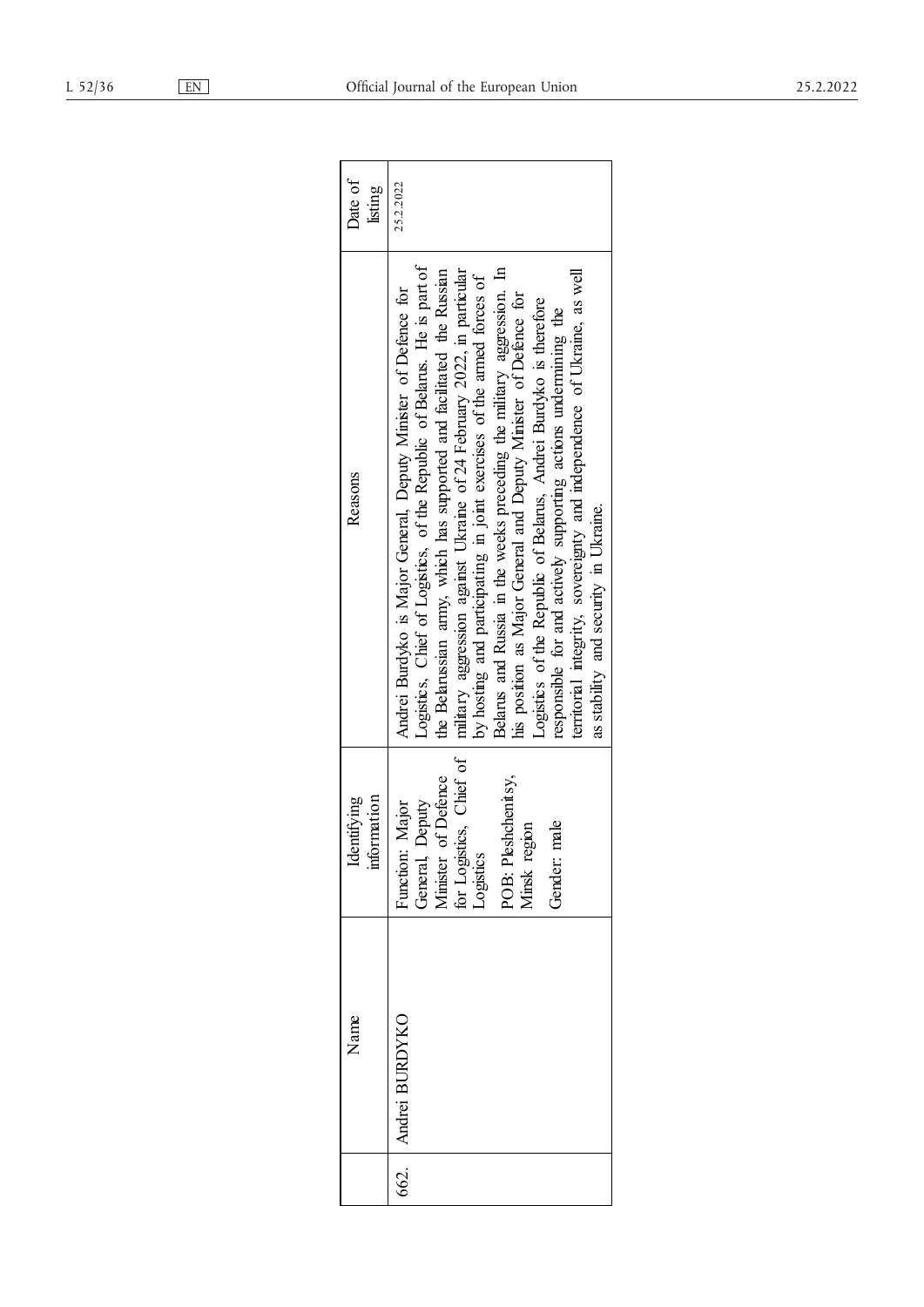| | Name | Identifying information | Reasons | Date of listing |
|---|---|---|---|---|
| 662. | Andrei BURDYKO | Function: Major General, Deputy Minister of Defence for Logistics, Chief of Logistics<br><br>POB: Pleshchenitsy, Minsk region<br><br>Gender: male | Andrei Burdyko is Major General, Deputy Minister of Defence for Logistics, Chief of Logistics, of the Republic of Belarus. He is part of the Belarussian army, which has supported and facilitated the Russian military aggression against Ukraine of 24 February 2022, in particular by hosting and participating in joint exercises of the armed forces of Belarus and Russia in the weeks preceding the military aggression. In his position as Major General and Deputy Minister of Defence for Logistics of the Republic of Belarus, Andrei Burdyko is therefore responsible for and actively supporting actions undermining the territorial integrity, sovereignty and independence of Ukraine, as well as stability and security in Ukraine. | 25.2.2022 |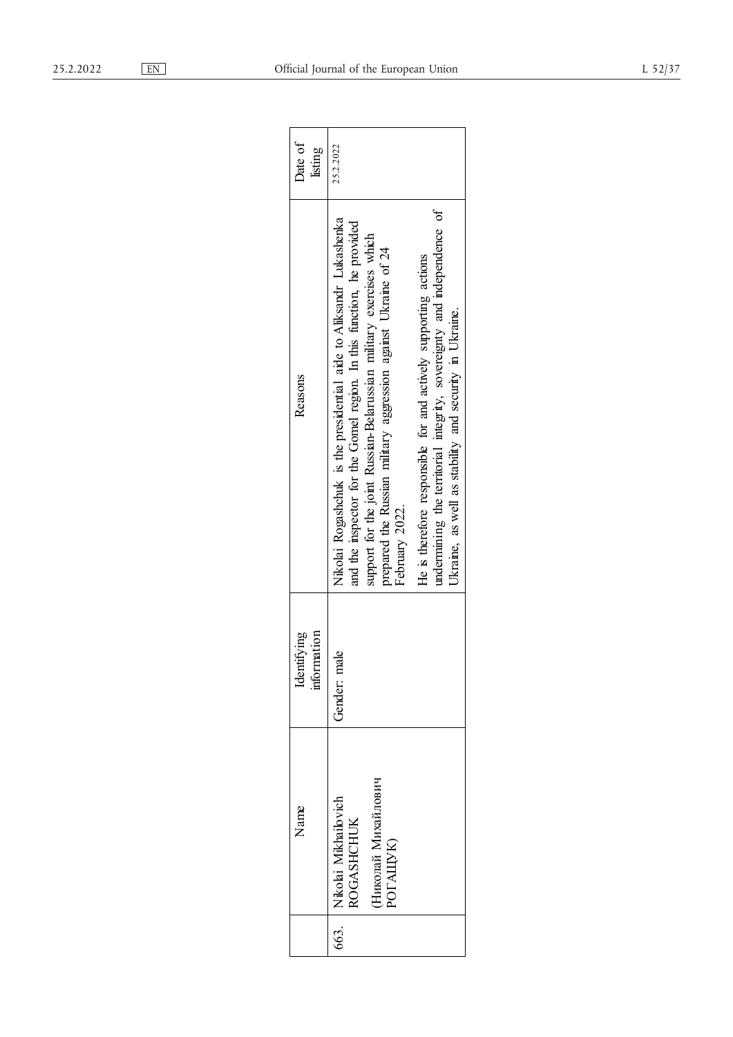|  | Name | Identifying information | Reasons | Date of listing |
|---|---|---|---|---|
| 663. | Nikolai Mikhailovich ROGASHCHUK (Николай Михайлович РОГАЩУК) | Gender: male | Nikolai Rogashchuk is the presidential aide to Aliksandr Lukashenka and the inspector for the Gomel region. In this function, he provided support for the joint Russian-Belarussian military exercises which prepared the Russian military aggression against Ukraine of 24 February 2022. He is therefore responsible for and actively supporting actions undermining the territorial integrity, sovereignty and independence of Ukraine, as well as stability and security in Ukraine. | 25.2.2022 |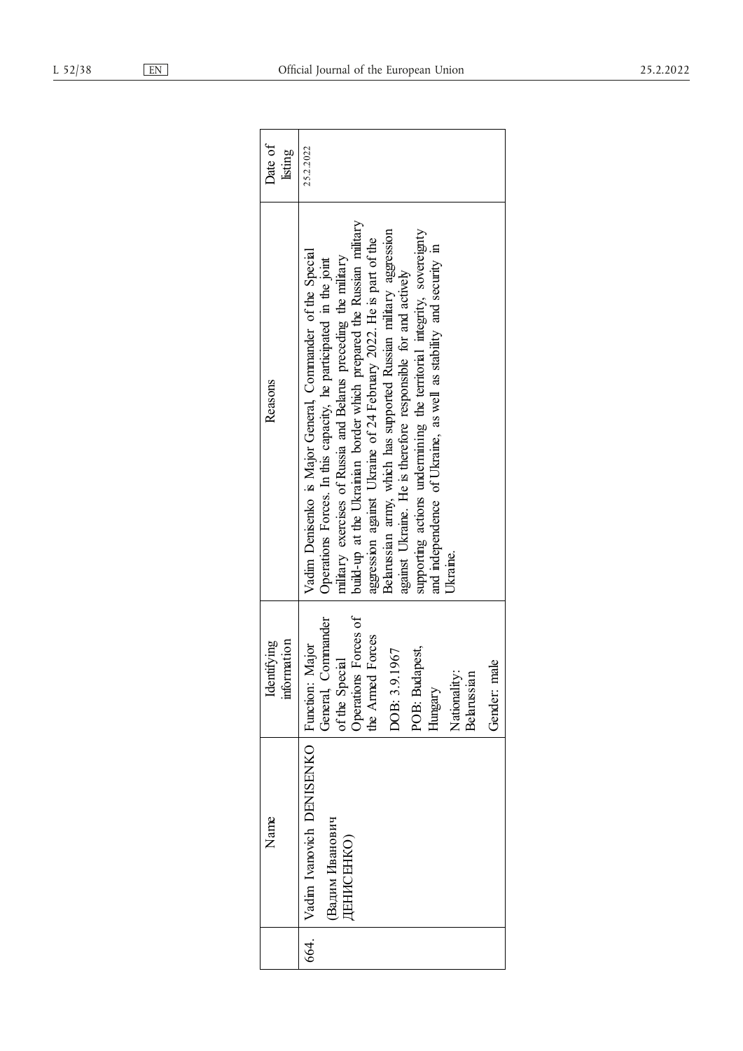|  | Name | Identifying information | Reasons | Date of listing |
|---|---|---|---|---|
| 664. | Vadim Ivanovich DENISENKO (Вадим Иванович ДЕНИСЕНКО) | Function: Major General, Commander of the Special Operations Forces of the Armed Forces<br>DOB: 3.9.1967<br>POB: Budapest, Hungary<br>Nationality: Belarussian<br>Gender: male | Vadim Denisenko is Major General, Commander of the Special Operations Forces. In this capacity, he participated in the joint military exercises of Russia and Belarus preceding the military build-up at the Ukrainian border which prepared the Russian military aggression against Ukraine of 24 February 2022. He is part of the Belarussian army, which has supported Russian military aggression against Ukraine. He is therefore responsible for and actively supporting actions undermining the territorial integrity, sovereignty and independence of Ukraine, as well as stability and security in Ukraine. | 25.2.2022 |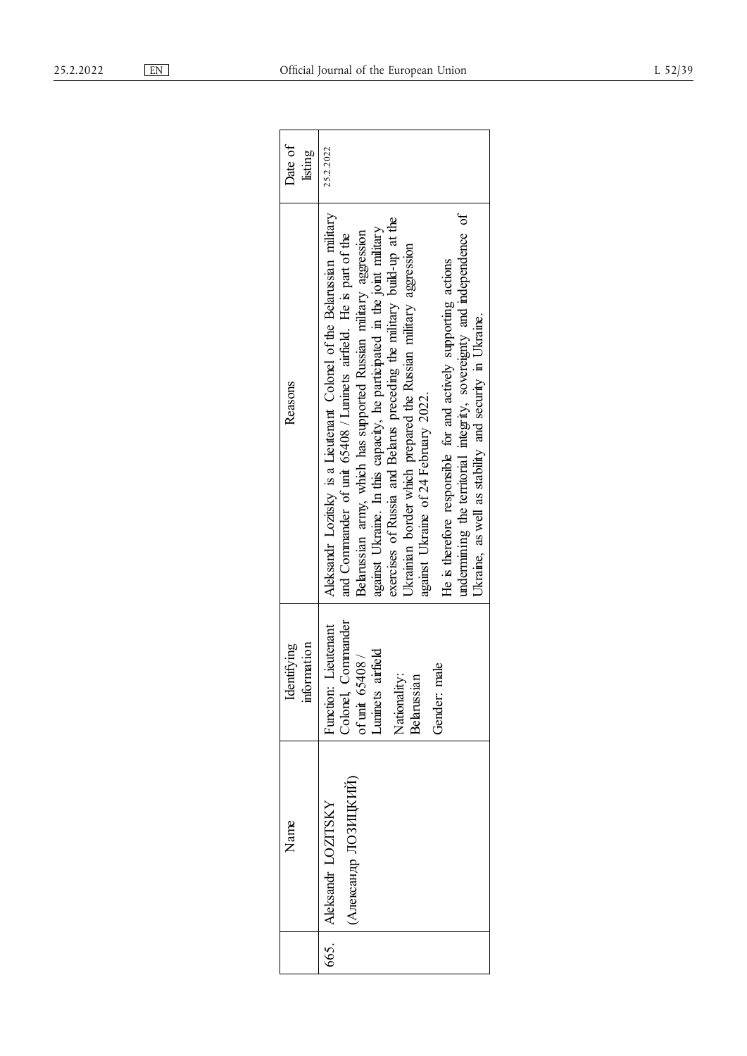|  | Name | Identifying information | Reasons | Date of listing |
|---|---|---|---|---|
| 665. | Aleksandr LOZITSKY (Александр ЛОЗИЦКИЙ) | Function: Lieutenant Colonel, Commander of unit 65408 / Luninets airfield<br><br>Nationality: Belarussian<br><br>Gender: male | Aleksandr Lozitsky is a Lieutenant Colonel of the Belarussian military and Commander of unit 65408 / Luninets airfield. He is part of the Belarussian army, which has supported Russian military aggression against Ukraine. In this capacity, he participated in the joint military exercises of Russia and Belarus preceding the military build-up at the Ukrainian border which prepared the Russian military aggression against Ukraine of 24 February 2022.<br><br>He is therefore responsible for and actively supporting actions undermining the territorial integrity, sovereignty and independence of Ukraine, as well as stability and security in Ukraine. | 25.2.2022 |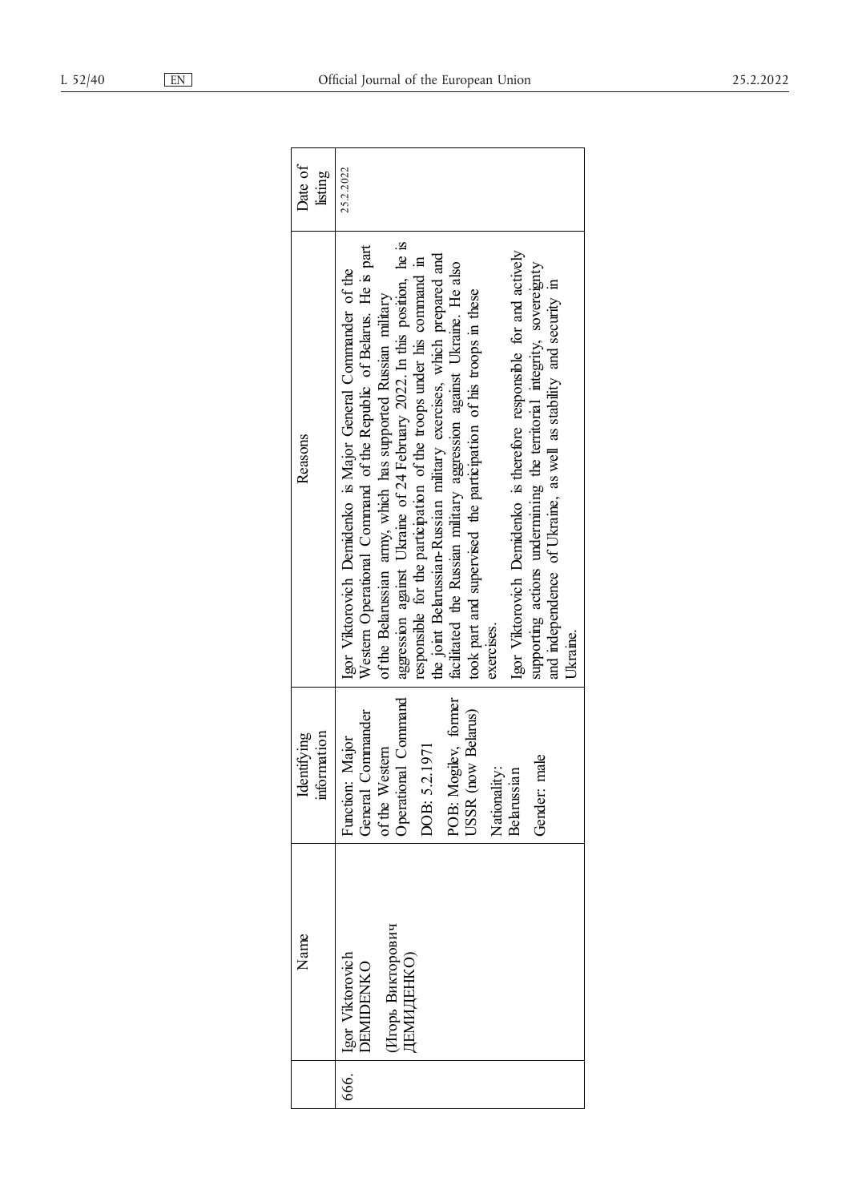|  | Name | Identifying information | Reasons | Date of listing |
|---|---|---|---|---|
| 666. | Igor Viktorovich DEMIDENKO (Игорь Викторович ДЕМИДЕНКО) | Function: Major General Commander of the Western Operational Command<br>DOB: 5.2.1971<br>POB: Mogilev, former USSR (now Belarus)<br>Nationality: Belarussian<br>Gender: male | Igor Viktorovich Demidenko is Major General Commander of the Western Operational Command of the Republic of Belarus. He is part of the Belarussian army, which has supported Russian military aggression against Ukraine of 24 February 2022. In this position, he is responsible for the participation of the troops under his command in the joint Belarussian-Russian military exercises, which prepared and facilitated the Russian military aggression against Ukraine. He also took part and supervised the participation of his troops in these exercises.<br>Igor Viktorovich Demidenko is therefore responsible for and actively supporting actions undermining the territorial integrity, sovereignty and independence of Ukraine, as well as stability and security in Ukraine. | 25.2.2022 |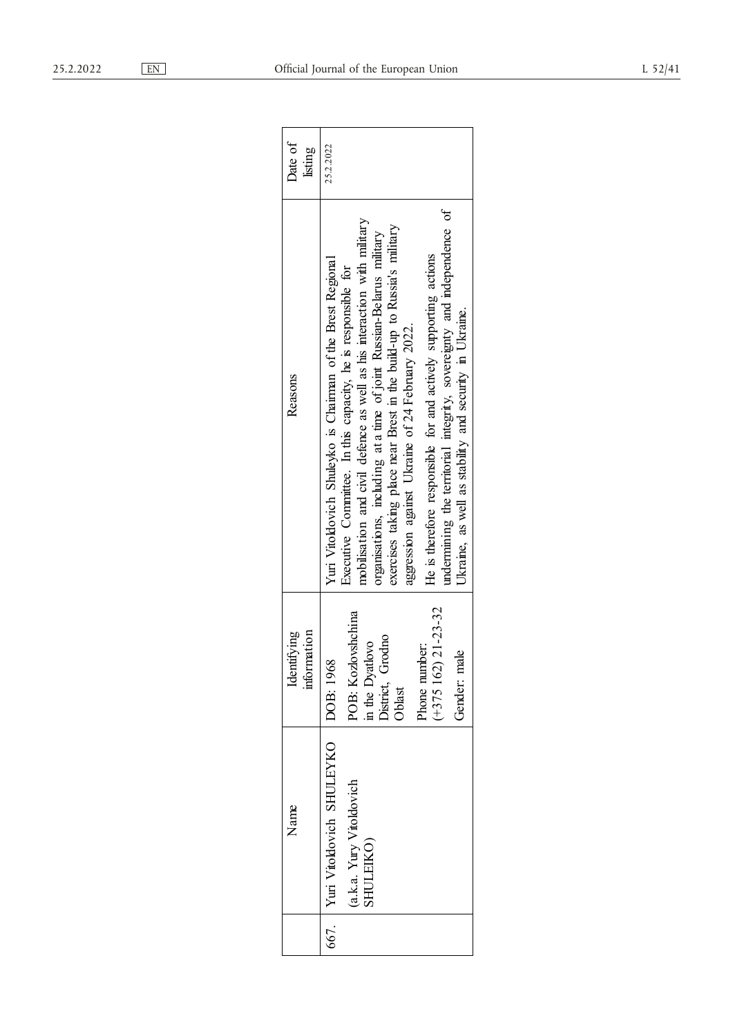| | Name | Identifying information | Reasons | Date of listing |
|---|---|---|---|---|
| 667. | Yuri Vitoldovich SHULEYKO (a.k.a. Yury Vitoldovich SHULEIKO) | DOB: 1968 POB: Kozlovshchina in the Dyatlovo District, Grodno Oblast Phone number: (+375 162) 21-23-32 Gender: male | Yuri Vitoldovich Shuleyko is Chairman of the Brest Regional Executive Committee. In this capacity, he is responsible for mobilisation and civil defence as well as his interaction with military organisations, including at a time of joint Russian-Belarus military exercises taking place near Brest in the build-up to Russia's military aggression against Ukraine of 24 February 2022. He is therefore responsible for and actively supporting actions undermining the territorial integrity, sovereignty and independence of Ukraine, as well as stability and security in Ukraine. | 25.2.2022 |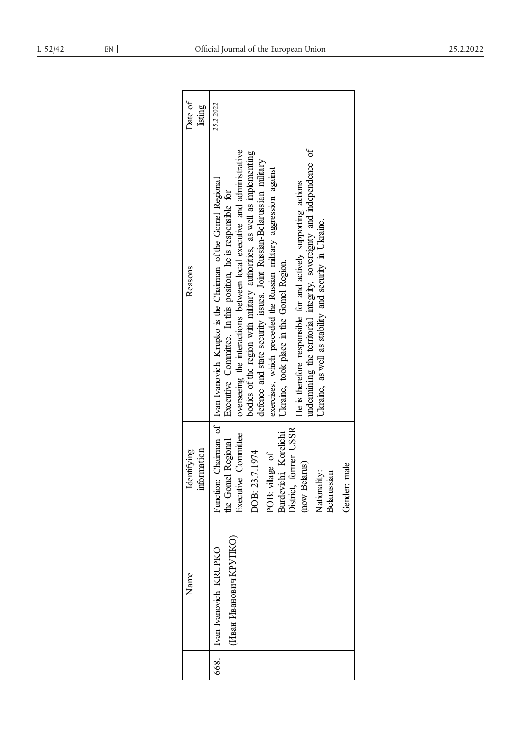| | Name | Identifying information | Reasons | Date of listing |
|---|---|---|---|---|
| 668. | Ivan Ivanovich KRUPKO (Иван Иванович КРУПКО) | Function: Chairman of the Gomel Regional Executive Committee<br><br>DOB: 23.7.1974<br><br>POB: village of Burdevichi, Korelichi District, former USSR (now Belarus)<br><br>Nationality: Belarussian<br><br>Gender: male | Ivan Ivanovich Krupko is the Chairman of the Gomel Regional Executive Committee. In this position, he is responsible for overseeing the interactions between local executive and administrative bodies of the region with military authorities, as well as implementing defence and state security issues. Joint Russian-Belarussian military exercises, which preceded the Russian military aggression against Ukraine, took place in the Gomel Region.<br><br>He is therefore responsible for and actively supporting actions undermining the territorial integrity, sovereignty and independence of Ukraine, as well as stability and security in Ukraine. | 25.2.2022 |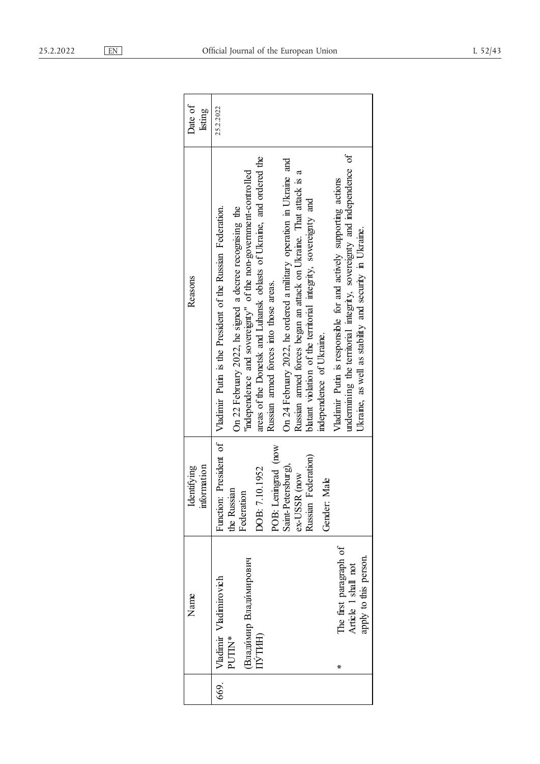| | Name | Identifying information | Reasons | Date of listing |
|---|---|---|---|---|
| 669. | Vladimir Vladimirovich PUTIN* (Влади́мир Владимирович ПУ́ТИН) <br><br> * The first paragraph of Article 1 shall not apply to this person. | Function: President of the Russian Federation <br><br> DOB: 7.10.1952 <br><br> POB: Leningrad (now Saint-Petersburg), ex-USSR (now Russian Federation) <br><br> Gender: Male | Vladimir Putin is the President of the Russian Federation. <br><br> On 22 February 2022, he signed a decree recognising the "independence and sovereignty" of the non-government-controlled areas of the Donetsk and Luhansk oblasts of Ukraine, and ordered the Russian armed forces into those areas. <br><br> On 24 February 2022, he ordered a military operation in Ukraine and Russian armed forces began an attack on Ukraine. That attack is a blatant violation of the territorial integrity, sovereignty and independence of Ukraine. <br><br> Vladimir Putin is responsible for and actively supporting actions undermining the territorial integrity, sovereignty and independence of Ukraine, as well as stability and security in Ukraine. | 25.2.2022 |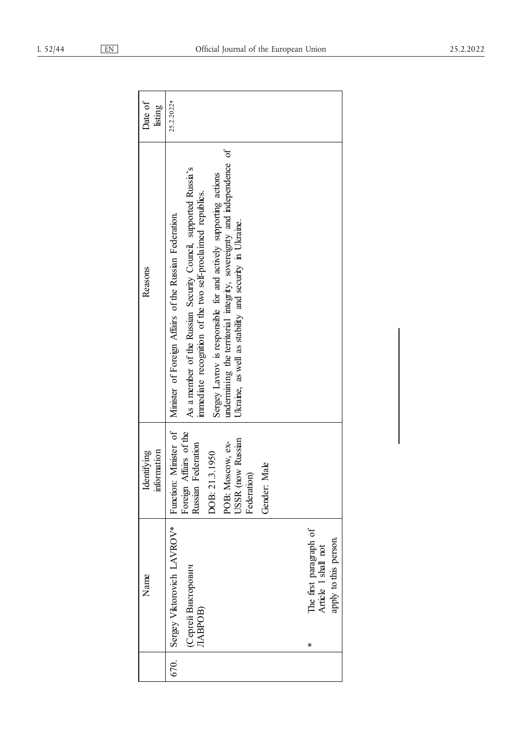| | Name | Identifying information | Reasons | Date of listing |
|---|---|---|---|---|
| 670. | Sergey Viktorovich LAVROV* (Сергей Викторович ЛАВРОВ)<br><br>* The first paragraph of Article 1 shall not apply to this person. | Function: Minister of Foreign Affairs of the Russian Federation<br>DOB: 21.3.1950<br>POB: Moscow, ex-USSR (now Russian Federation)<br>Gender: Male | Minister of Foreign Affairs of the Russian Federation.<br>As a member of the Russian Security Council, supported Russia's immediate recognition of the two self-proclaimed republics.<br>Sergey Lavrov is responsible for and actively supporting actions undermining the territorial integrity, sovereignty and independence of Ukraine, as well as stability and security in Ukraine. | 25.2.2022' |